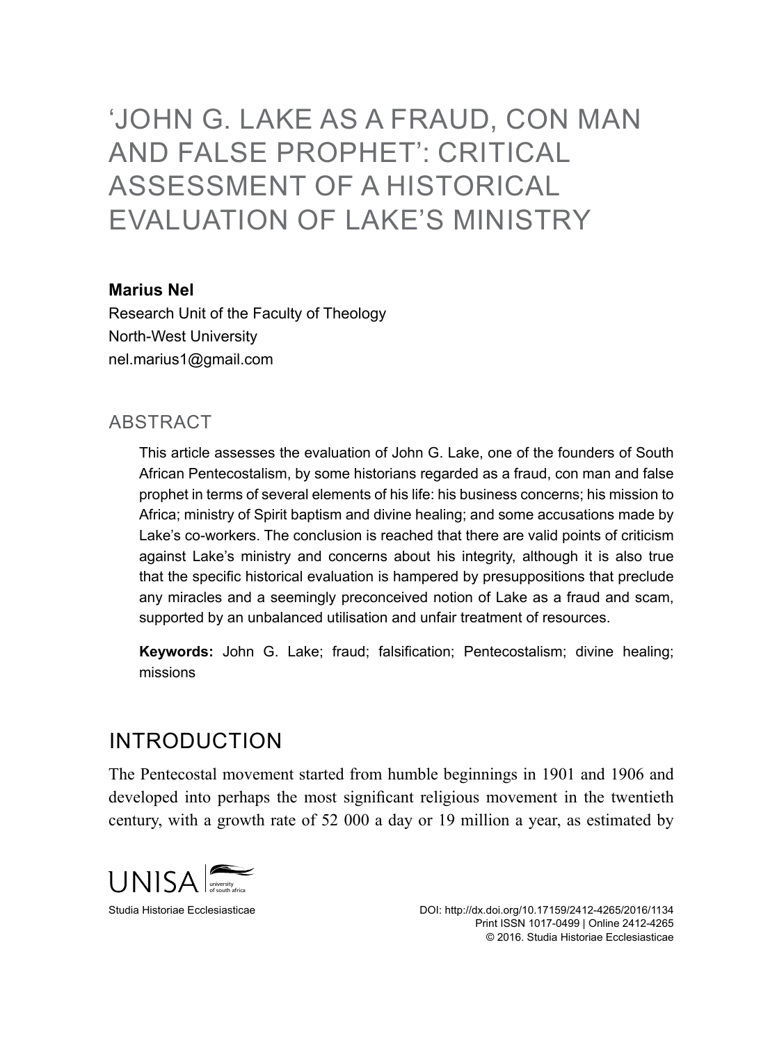# 'JOHN G. LAKE AS A FRAUD, CON MAN AND FALSE PROPHET': CRITICAL ASSESSMENT OF A HISTORICAL EVALUATION OF LAKE'S MINISTRY

**Marius Nel**
Research Unit of the Faculty of Theology
North-West University
nel.marius1@gmail.com

## ABSTRACT

This article assesses the evaluation of John G. Lake, one of the founders of South African Pentecostalism, by some historians regarded as a fraud, con man and false prophet in terms of several elements of his life: his business concerns; his mission to Africa; ministry of Spirit baptism and divine healing; and some accusations made by Lake's co-workers. The conclusion is reached that there are valid points of criticism against Lake's ministry and concerns about his integrity, although it is also true that the specific historical evaluation is hampered by presuppositions that preclude any miracles and a seemingly preconceived notion of Lake as a fraud and scam, supported by an unbalanced utilisation and unfair treatment of resources.

**Keywords:** John G. Lake; fraud; falsification; Pentecostalism; divine healing; missions

## INTRODUCTION

The Pentecostal movement started from humble beginnings in 1901 and 1906 and developed into perhaps the most significant religious movement in the twentieth century, with a growth rate of 52 000 a day or 19 million a year, as estimated by

Studia Historiae Ecclesiasticae
DOI: http://dx.doi.org/10.17159/2412-4265/2016/1134
Print ISSN 1017-0499 | Online 2412-4265
© 2016. Studia Historiae Ecclesiasticae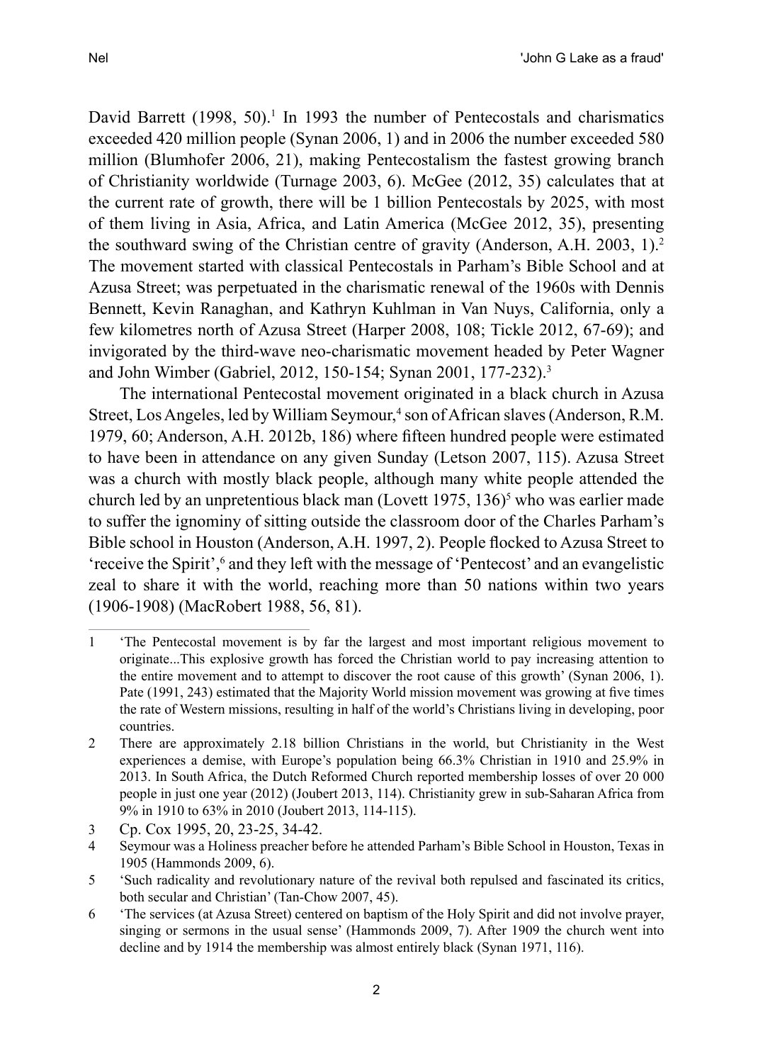David Barrett (1998, 50).[1] In 1993 the number of Pentecostals and charismatics exceeded 420 million people (Synan 2006, 1) and in 2006 the number exceeded 580 million (Blumhofer 2006, 21), making Pentecostalism the fastest growing branch of Christianity worldwide (Turnage 2003, 6). McGee (2012, 35) calculates that at the current rate of growth, there will be 1 billion Pentecostals by 2025, with most of them living in Asia, Africa, and Latin America (McGee 2012, 35), presenting the southward swing of the Christian centre of gravity (Anderson, A.H. 2003, 1).[2] The movement started with classical Pentecostals in Parham's Bible School and at Azusa Street; was perpetuated in the charismatic renewal of the 1960s with Dennis Bennett, Kevin Ranaghan, and Kathryn Kuhlman in Van Nuys, California, only a few kilometres north of Azusa Street (Harper 2008, 108; Tickle 2012, 67-69); and invigorated by the third-wave neo-charismatic movement headed by Peter Wagner and John Wimber (Gabriel, 2012, 150-154; Synan 2001, 177-232).[3]

The international Pentecostal movement originated in a black church in Azusa Street, Los Angeles, led by William Seymour,[4] son of African slaves (Anderson, R.M. 1979, 60; Anderson, A.H. 2012b, 186) where fifteen hundred people were estimated to have been in attendance on any given Sunday (Letson 2007, 115). Azusa Street was a church with mostly black people, although many white people attended the church led by an unpretentious black man (Lovett 1975, 136)[5] who was earlier made to suffer the ignominy of sitting outside the classroom door of the Charles Parham's Bible school in Houston (Anderson, A.H. 1997, 2). People flocked to Azusa Street to 'receive the Spirit',[6] and they left with the message of 'Pentecost' and an evangelistic zeal to share it with the world, reaching more than 50 nations within two years (1906-1908) (MacRobert 1988, 56, 81).

---

1 'The Pentecostal movement is by far the largest and most important religious movement to originate...This explosive growth has forced the Christian world to pay increasing attention to the entire movement and to attempt to discover the root cause of this growth' (Synan 2006, 1). Pate (1991, 243) estimated that the Majority World mission movement was growing at five times the rate of Western missions, resulting in half of the world's Christians living in developing, poor countries.

2 There are approximately 2.18 billion Christians in the world, but Christianity in the West experiences a demise, with Europe's population being 66.3% Christian in 1910 and 25.9% in 2013. In South Africa, the Dutch Reformed Church reported membership losses of over 20 000 people in just one year (2012) (Joubert 2013, 114). Christianity grew in sub-Saharan Africa from 9% in 1910 to 63% in 2010 (Joubert 2013, 114-115).

3 Cp. Cox 1995, 20, 23-25, 34-42.

4 Seymour was a Holiness preacher before he attended Parham's Bible School in Houston, Texas in 1905 (Hammonds 2009, 6).

5 'Such radicality and revolutionary nature of the revival both repulsed and fascinated its critics, both secular and Christian' (Tan-Chow 2007, 45).

6 'The services (at Azusa Street) centered on baptism of the Holy Spirit and did not involve prayer, singing or sermons in the usual sense' (Hammonds 2009, 7). After 1909 the church went into decline and by 1914 the membership was almost entirely black (Synan 1971, 116).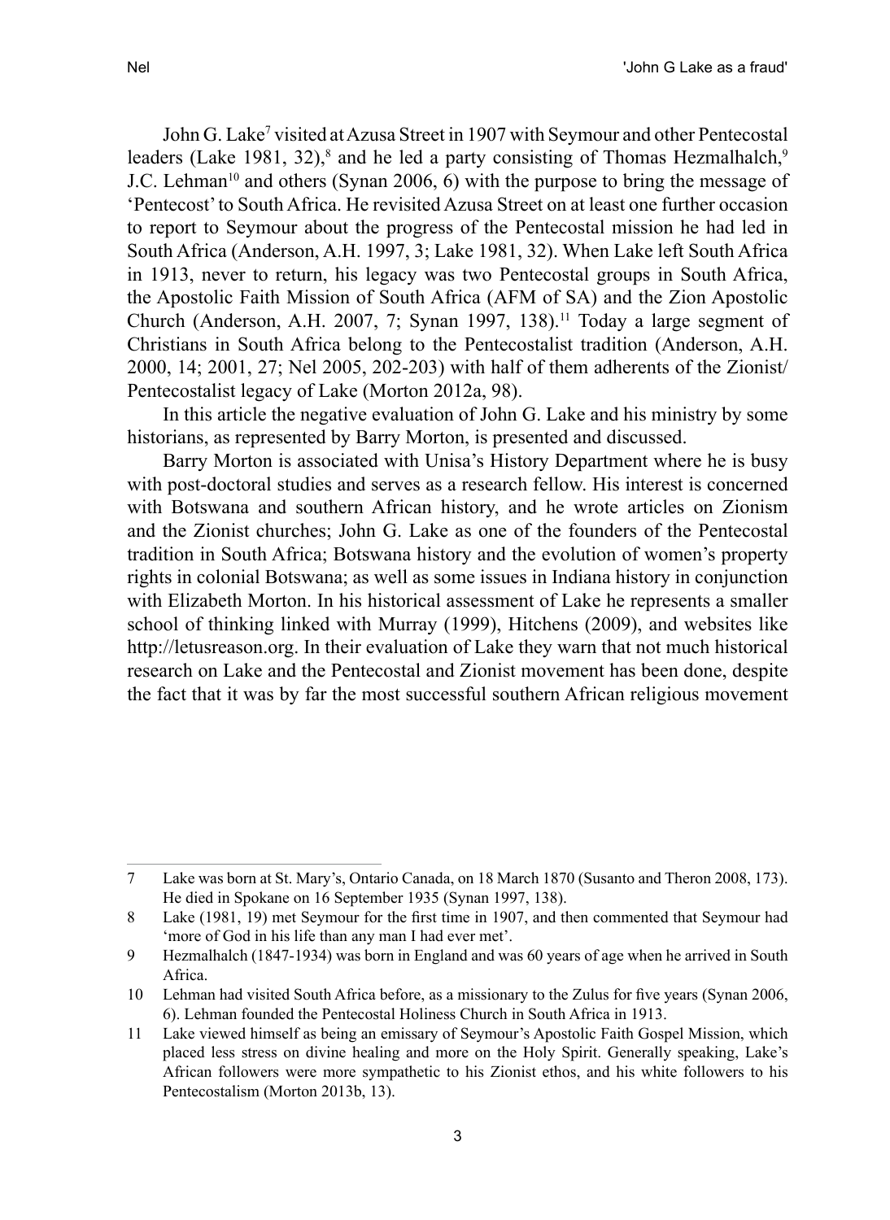John G. Lake[7] visited at Azusa Street in 1907 with Seymour and other Pentecostal leaders (Lake 1981, 32),[8] and he led a party consisting of Thomas Hezmalhalch,[9] J.C. Lehman[10] and others (Synan 2006, 6) with the purpose to bring the message of 'Pentecost' to South Africa. He revisited Azusa Street on at least one further occasion to report to Seymour about the progress of the Pentecostal mission he had led in South Africa (Anderson, A.H. 1997, 3; Lake 1981, 32). When Lake left South Africa in 1913, never to return, his legacy was two Pentecostal groups in South Africa, the Apostolic Faith Mission of South Africa (AFM of SA) and the Zion Apostolic Church (Anderson, A.H. 2007, 7; Synan 1997, 138).[11] Today a large segment of Christians in South Africa belong to the Pentecostalist tradition (Anderson, A.H. 2000, 14; 2001, 27; Nel 2005, 202-203) with half of them adherents of the Zionist/ Pentecostalist legacy of Lake (Morton 2012a, 98).

In this article the negative evaluation of John G. Lake and his ministry by some historians, as represented by Barry Morton, is presented and discussed.

Barry Morton is associated with Unisa's History Department where he is busy with post-doctoral studies and serves as a research fellow. His interest is concerned with Botswana and southern African history, and he wrote articles on Zionism and the Zionist churches; John G. Lake as one of the founders of the Pentecostal tradition in South Africa; Botswana history and the evolution of women's property rights in colonial Botswana; as well as some issues in Indiana history in conjunction with Elizabeth Morton. In his historical assessment of Lake he represents a smaller school of thinking linked with Murray (1999), Hitchens (2009), and websites like http://letusreason.org. In their evaluation of Lake they warn that not much historical research on Lake and the Pentecostal and Zionist movement has been done, despite the fact that it was by far the most successful southern African religious movement

---

7 Lake was born at St. Mary's, Ontario Canada, on 18 March 1870 (Susanto and Theron 2008, 173). He died in Spokane on 16 September 1935 (Synan 1997, 138).

8 Lake (1981, 19) met Seymour for the first time in 1907, and then commented that Seymour had 'more of God in his life than any man I had ever met'.

9 Hezmalhalch (1847-1934) was born in England and was 60 years of age when he arrived in South Africa.

10 Lehman had visited South Africa before, as a missionary to the Zulus for five years (Synan 2006, 6). Lehman founded the Pentecostal Holiness Church in South Africa in 1913.

11 Lake viewed himself as being an emissary of Seymour's Apostolic Faith Gospel Mission, which placed less stress on divine healing and more on the Holy Spirit. Generally speaking, Lake's African followers were more sympathetic to his Zionist ethos, and his white followers to his Pentecostalism (Morton 2013b, 13).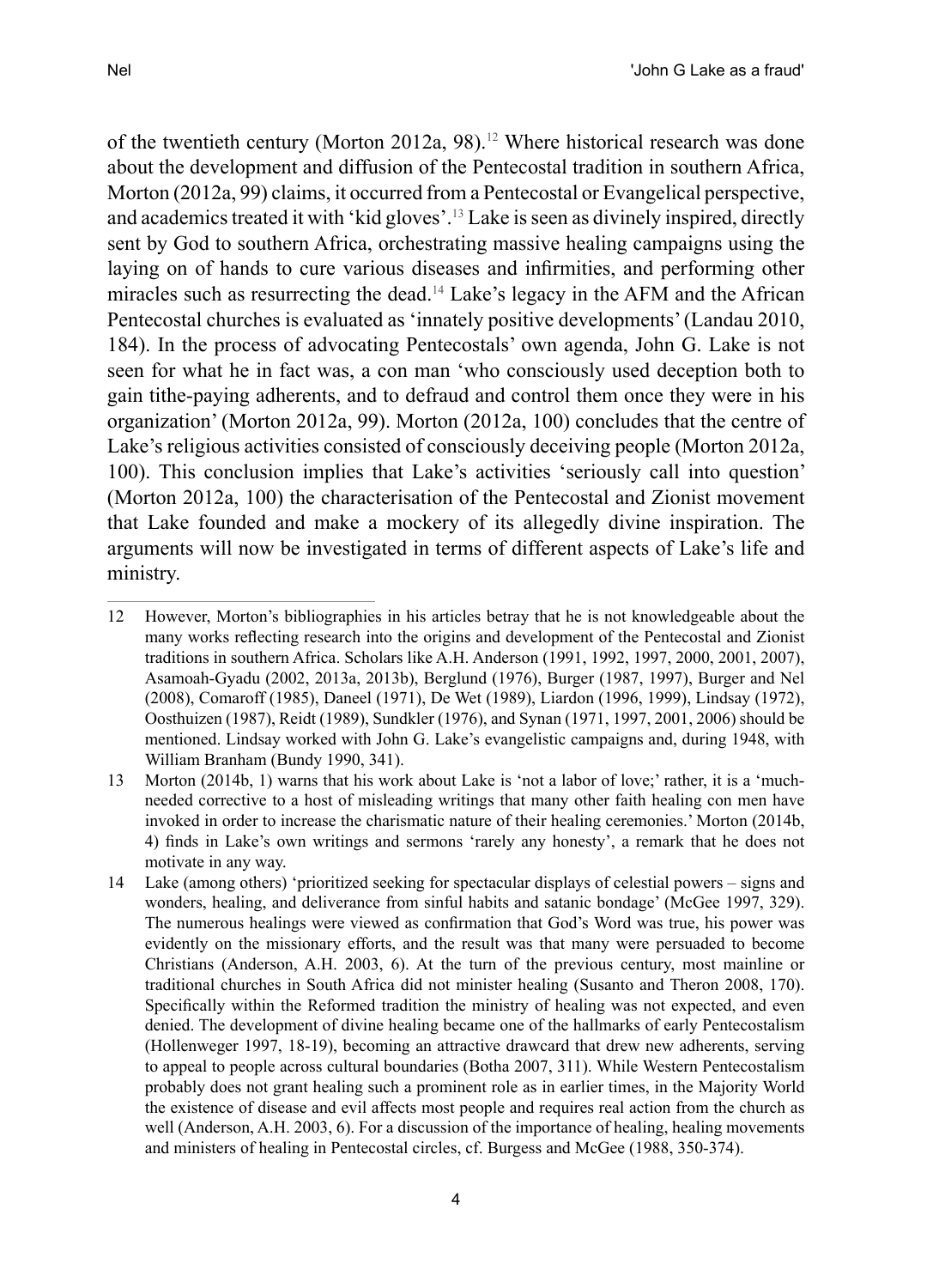of the twentieth century (Morton 2012a, 98).[12] Where historical research was done about the development and diffusion of the Pentecostal tradition in southern Africa, Morton (2012a, 99) claims, it occurred from a Pentecostal or Evangelical perspective, and academics treated it with 'kid gloves'.[13] Lake is seen as divinely inspired, directly sent by God to southern Africa, orchestrating massive healing campaigns using the laying on of hands to cure various diseases and infirmities, and performing other miracles such as resurrecting the dead.[14] Lake's legacy in the AFM and the African Pentecostal churches is evaluated as 'innately positive developments' (Landau 2010, 184). In the process of advocating Pentecostals' own agenda, John G. Lake is not seen for what he in fact was, a con man 'who consciously used deception both to gain tithe-paying adherents, and to defraud and control them once they were in his organization' (Morton 2012a, 99). Morton (2012a, 100) concludes that the centre of Lake's religious activities consisted of consciously deceiving people (Morton 2012a, 100). This conclusion implies that Lake's activities 'seriously call into question' (Morton 2012a, 100) the characterisation of the Pentecostal and Zionist movement that Lake founded and make a mockery of its allegedly divine inspiration. The arguments will now be investigated in terms of different aspects of Lake's life and ministry.

---

12 However, Morton's bibliographies in his articles betray that he is not knowledgeable about the many works reflecting research into the origins and development of the Pentecostal and Zionist traditions in southern Africa. Scholars like A.H. Anderson (1991, 1992, 1997, 2000, 2001, 2007), Asamoah-Gyadu (2002, 2013a, 2013b), Berglund (1976), Burger (1987, 1997), Burger and Nel (2008), Comaroff (1985), Daneel (1971), De Wet (1989), Liardon (1996, 1999), Lindsay (1972), Oosthuizen (1987), Reidt (1989), Sundkler (1976), and Synan (1971, 1997, 2001, 2006) should be mentioned. Lindsay worked with John G. Lake's evangelistic campaigns and, during 1948, with William Branham (Bundy 1990, 341).

13 Morton (2014b, 1) warns that his work about Lake is 'not a labor of love;' rather, it is a 'much-needed corrective to a host of misleading writings that many other faith healing con men have invoked in order to increase the charismatic nature of their healing ceremonies.' Morton (2014b, 4) finds in Lake's own writings and sermons 'rarely any honesty', a remark that he does not motivate in any way.

14 Lake (among others) 'prioritized seeking for spectacular displays of celestial powers – signs and wonders, healing, and deliverance from sinful habits and satanic bondage' (McGee 1997, 329). The numerous healings were viewed as confirmation that God's Word was true, his power was evidently on the missionary efforts, and the result was that many were persuaded to become Christians (Anderson, A.H. 2003, 6). At the turn of the previous century, most mainline or traditional churches in South Africa did not minister healing (Susanto and Theron 2008, 170). Specifically within the Reformed tradition the ministry of healing was not expected, and even denied. The development of divine healing became one of the hallmarks of early Pentecostalism (Hollenweger 1997, 18-19), becoming an attractive drawcard that drew new adherents, serving to appeal to people across cultural boundaries (Botha 2007, 311). While Western Pentecostalism probably does not grant healing such a prominent role as in earlier times, in the Majority World the existence of disease and evil affects most people and requires real action from the church as well (Anderson, A.H. 2003, 6). For a discussion of the importance of healing, healing movements and ministers of healing in Pentecostal circles, cf. Burgess and McGee (1988, 350-374).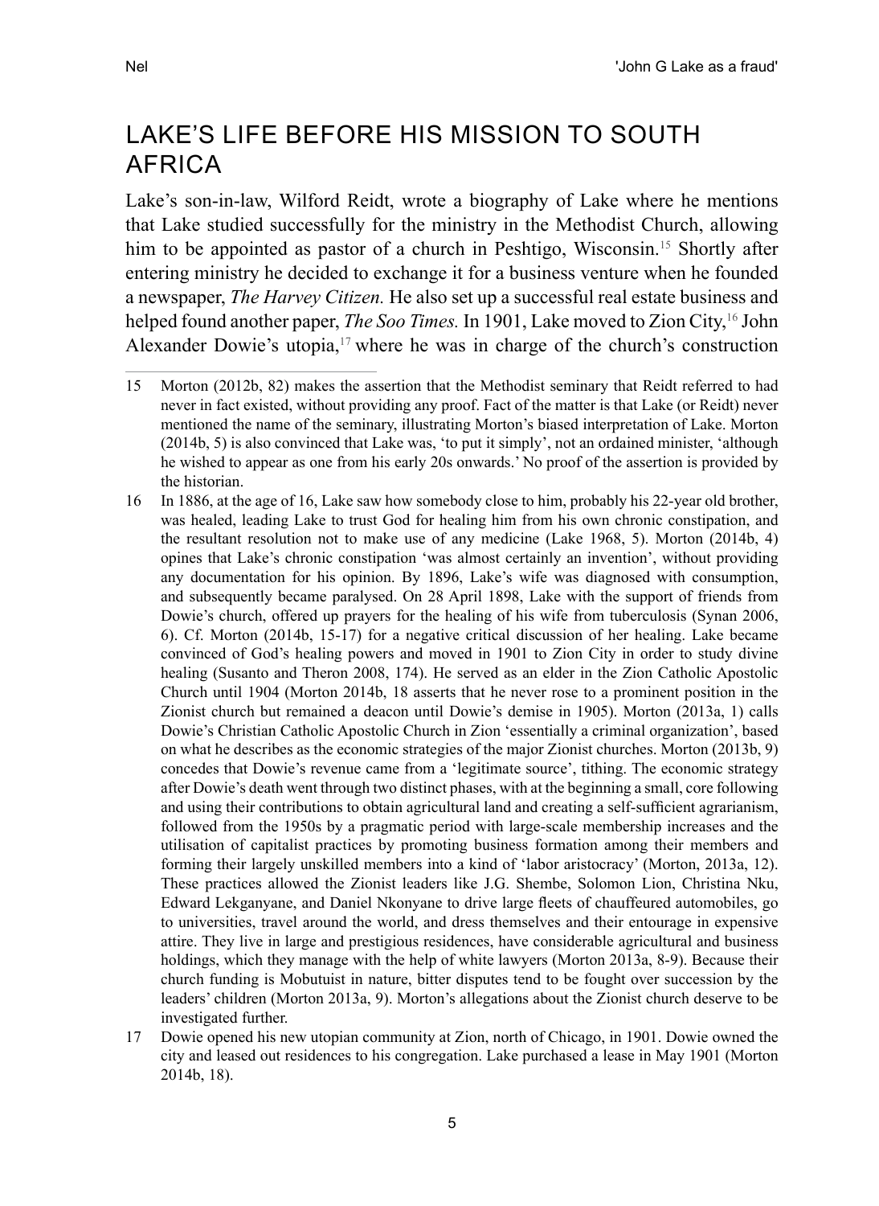## LAKE'S LIFE BEFORE HIS MISSION TO SOUTH AFRICA

Lake's son-in-law, Wilford Reidt, wrote a biography of Lake where he mentions that Lake studied successfully for the ministry in the Methodist Church, allowing him to be appointed as pastor of a church in Peshtigo, Wisconsin.[15] Shortly after entering ministry he decided to exchange it for a business venture when he founded a newspaper, *The Harvey Citizen.* He also set up a successful real estate business and helped found another paper, *The Soo Times.* In 1901, Lake moved to Zion City,[16] John Alexander Dowie's utopia,[17] where he was in charge of the church's construction

15 Morton (2012b, 82) makes the assertion that the Methodist seminary that Reidt referred to had never in fact existed, without providing any proof. Fact of the matter is that Lake (or Reidt) never mentioned the name of the seminary, illustrating Morton's biased interpretation of Lake. Morton (2014b, 5) is also convinced that Lake was, 'to put it simply', not an ordained minister, 'although he wished to appear as one from his early 20s onwards.' No proof of the assertion is provided by the historian.

16 In 1886, at the age of 16, Lake saw how somebody close to him, probably his 22-year old brother, was healed, leading Lake to trust God for healing him from his own chronic constipation, and the resultant resolution not to make use of any medicine (Lake 1968, 5). Morton (2014b, 4) opines that Lake's chronic constipation 'was almost certainly an invention', without providing any documentation for his opinion. By 1896, Lake's wife was diagnosed with consumption, and subsequently became paralysed. On 28 April 1898, Lake with the support of friends from Dowie's church, offered up prayers for the healing of his wife from tuberculosis (Synan 2006, 6). Cf. Morton (2014b, 15-17) for a negative critical discussion of her healing. Lake became convinced of God's healing powers and moved in 1901 to Zion City in order to study divine healing (Susanto and Theron 2008, 174). He served as an elder in the Zion Catholic Apostolic Church until 1904 (Morton 2014b, 18 asserts that he never rose to a prominent position in the Zionist church but remained a deacon until Dowie's demise in 1905). Morton (2013a, 1) calls Dowie's Christian Catholic Apostolic Church in Zion 'essentially a criminal organization', based on what he describes as the economic strategies of the major Zionist churches. Morton (2013b, 9) concedes that Dowie's revenue came from a 'legitimate source', tithing. The economic strategy after Dowie's death went through two distinct phases, with at the beginning a small, core following and using their contributions to obtain agricultural land and creating a self-sufficient agrarianism, followed from the 1950s by a pragmatic period with large-scale membership increases and the utilisation of capitalist practices by promoting business formation among their members and forming their largely unskilled members into a kind of 'labor aristocracy' (Morton, 2013a, 12). These practices allowed the Zionist leaders like J.G. Shembe, Solomon Lion, Christina Nku, Edward Lekganyane, and Daniel Nkonyane to drive large fleets of chauffeured automobiles, go to universities, travel around the world, and dress themselves and their entourage in expensive attire. They live in large and prestigious residences, have considerable agricultural and business holdings, which they manage with the help of white lawyers (Morton 2013a, 8-9). Because their church funding is Mobutuist in nature, bitter disputes tend to be fought over succession by the leaders' children (Morton 2013a, 9). Morton's allegations about the Zionist church deserve to be investigated further.

17 Dowie opened his new utopian community at Zion, north of Chicago, in 1901. Dowie owned the city and leased out residences to his congregation. Lake purchased a lease in May 1901 (Morton 2014b, 18).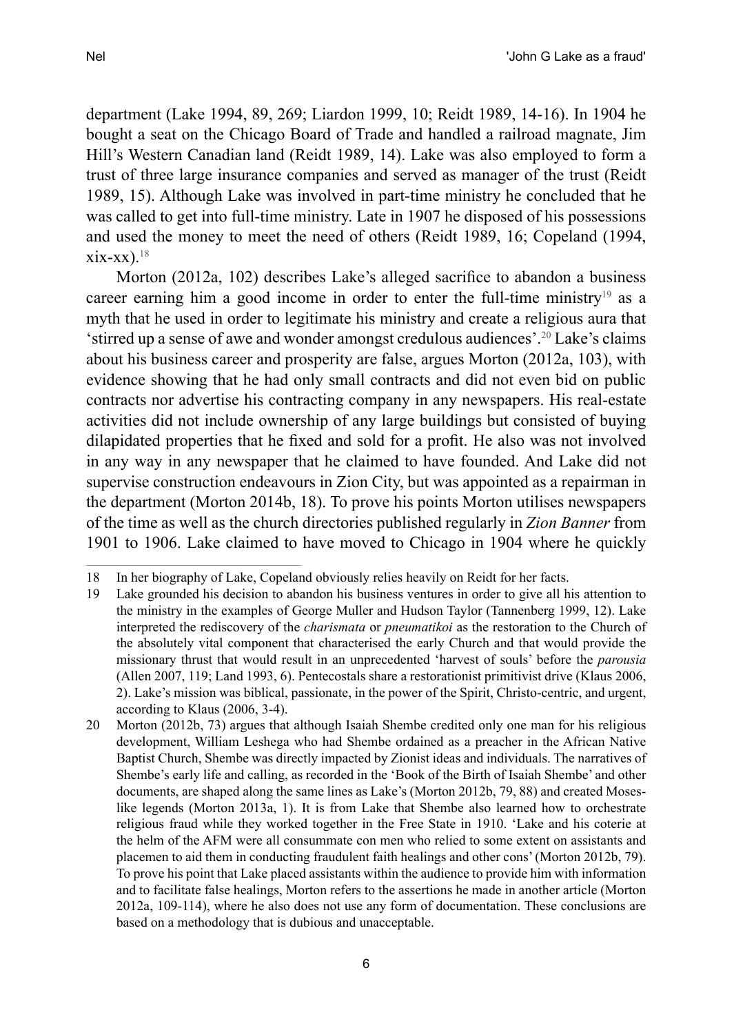department (Lake 1994, 89, 269; Liardon 1999, 10; Reidt 1989, 14-16). In 1904 he bought a seat on the Chicago Board of Trade and handled a railroad magnate, Jim Hill's Western Canadian land (Reidt 1989, 14). Lake was also employed to form a trust of three large insurance companies and served as manager of the trust (Reidt 1989, 15). Although Lake was involved in part-time ministry he concluded that he was called to get into full-time ministry. Late in 1907 he disposed of his possessions and used the money to meet the need of others (Reidt 1989, 16; Copeland (1994, xix-xx).[18]

Morton (2012a, 102) describes Lake's alleged sacrifice to abandon a business career earning him a good income in order to enter the full-time ministry[19] as a myth that he used in order to legitimate his ministry and create a religious aura that 'stirred up a sense of awe and wonder amongst credulous audiences'.[20] Lake's claims about his business career and prosperity are false, argues Morton (2012a, 103), with evidence showing that he had only small contracts and did not even bid on public contracts nor advertise his contracting company in any newspapers. His real-estate activities did not include ownership of any large buildings but consisted of buying dilapidated properties that he fixed and sold for a profit. He also was not involved in any way in any newspaper that he claimed to have founded. And Lake did not supervise construction endeavours in Zion City, but was appointed as a repairman in the department (Morton 2014b, 18). To prove his points Morton utilises newspapers of the time as well as the church directories published regularly in *Zion Banner* from 1901 to 1906. Lake claimed to have moved to Chicago in 1904 where he quickly

---

18 In her biography of Lake, Copeland obviously relies heavily on Reidt for her facts.

19 Lake grounded his decision to abandon his business ventures in order to give all his attention to the ministry in the examples of George Muller and Hudson Taylor (Tannenberg 1999, 12). Lake interpreted the rediscovery of the *charismata* or *pneumatikoi* as the restoration to the Church of the absolutely vital component that characterised the early Church and that would provide the missionary thrust that would result in an unprecedented 'harvest of souls' before the *parousia* (Allen 2007, 119; Land 1993, 6). Pentecostals share a restorationist primitivist drive (Klaus 2006, 2). Lake's mission was biblical, passionate, in the power of the Spirit, Christo-centric, and urgent, according to Klaus (2006, 3-4).

20 Morton (2012b, 73) argues that although Isaiah Shembe credited only one man for his religious development, William Leshega who had Shembe ordained as a preacher in the African Native Baptist Church, Shembe was directly impacted by Zionist ideas and individuals. The narratives of Shembe's early life and calling, as recorded in the 'Book of the Birth of Isaiah Shembe' and other documents, are shaped along the same lines as Lake's (Morton 2012b, 79, 88) and created Moses-like legends (Morton 2013a, 1). It is from Lake that Shembe also learned how to orchestrate religious fraud while they worked together in the Free State in 1910. 'Lake and his coterie at the helm of the AFM were all consummate con men who relied to some extent on assistants and placemen to aid them in conducting fraudulent faith healings and other cons' (Morton 2012b, 79). To prove his point that Lake placed assistants within the audience to provide him with information and to facilitate false healings, Morton refers to the assertions he made in another article (Morton 2012a, 109-114), where he also does not use any form of documentation. These conclusions are based on a methodology that is dubious and unacceptable.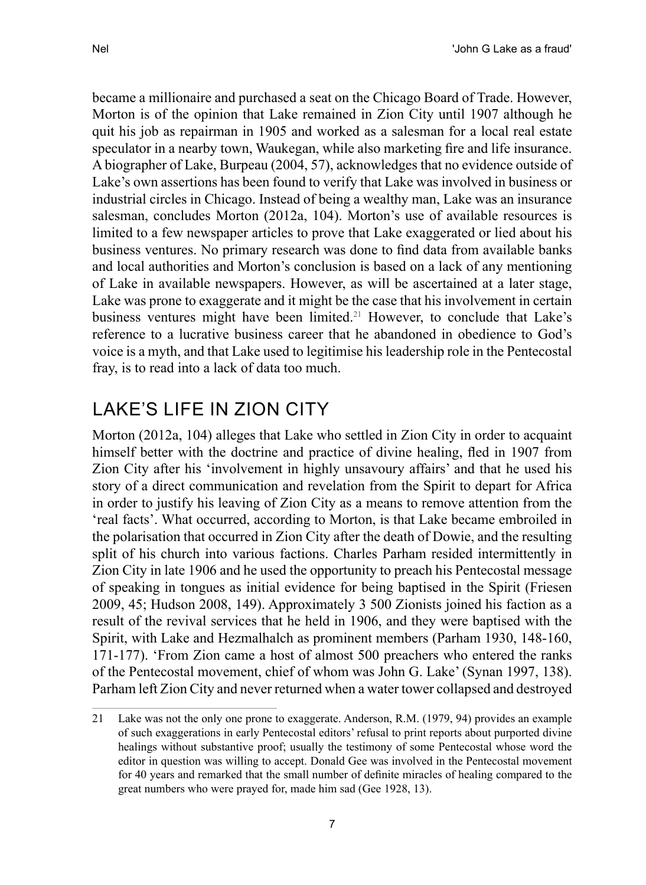became a millionaire and purchased a seat on the Chicago Board of Trade. However, Morton is of the opinion that Lake remained in Zion City until 1907 although he quit his job as repairman in 1905 and worked as a salesman for a local real estate speculator in a nearby town, Waukegan, while also marketing fire and life insurance. A biographer of Lake, Burpeau (2004, 57), acknowledges that no evidence outside of Lake's own assertions has been found to verify that Lake was involved in business or industrial circles in Chicago. Instead of being a wealthy man, Lake was an insurance salesman, concludes Morton (2012a, 104). Morton's use of available resources is limited to a few newspaper articles to prove that Lake exaggerated or lied about his business ventures. No primary research was done to find data from available banks and local authorities and Morton's conclusion is based on a lack of any mentioning of Lake in available newspapers. However, as will be ascertained at a later stage, Lake was prone to exaggerate and it might be the case that his involvement in certain business ventures might have been limited.[21] However, to conclude that Lake's reference to a lucrative business career that he abandoned in obedience to God's voice is a myth, and that Lake used to legitimise his leadership role in the Pentecostal fray, is to read into a lack of data too much.

## LAKE'S LIFE IN ZION CITY

Morton (2012a, 104) alleges that Lake who settled in Zion City in order to acquaint himself better with the doctrine and practice of divine healing, fled in 1907 from Zion City after his 'involvement in highly unsavoury affairs' and that he used his story of a direct communication and revelation from the Spirit to depart for Africa in order to justify his leaving of Zion City as a means to remove attention from the 'real facts'. What occurred, according to Morton, is that Lake became embroiled in the polarisation that occurred in Zion City after the death of Dowie, and the resulting split of his church into various factions. Charles Parham resided intermittently in Zion City in late 1906 and he used the opportunity to preach his Pentecostal message of speaking in tongues as initial evidence for being baptised in the Spirit (Friesen 2009, 45; Hudson 2008, 149). Approximately 3 500 Zionists joined his faction as a result of the revival services that he held in 1906, and they were baptised with the Spirit, with Lake and Hezmalhalch as prominent members (Parham 1930, 148-160, 171-177). 'From Zion came a host of almost 500 preachers who entered the ranks of the Pentecostal movement, chief of whom was John G. Lake' (Synan 1997, 138). Parham left Zion City and never returned when a water tower collapsed and destroyed

---

21 Lake was not the only one prone to exaggerate. Anderson, R.M. (1979, 94) provides an example of such exaggerations in early Pentecostal editors' refusal to print reports about purported divine healings without substantive proof; usually the testimony of some Pentecostal whose word the editor in question was willing to accept. Donald Gee was involved in the Pentecostal movement for 40 years and remarked that the small number of definite miracles of healing compared to the great numbers who were prayed for, made him sad (Gee 1928, 13).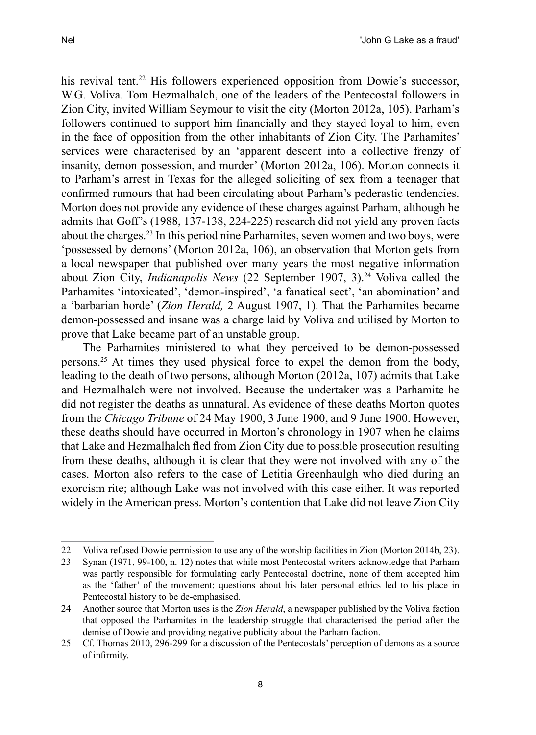his revival tent.[22] His followers experienced opposition from Dowie's successor, W.G. Voliva. Tom Hezmalhalch, one of the leaders of the Pentecostal followers in Zion City, invited William Seymour to visit the city (Morton 2012a, 105). Parham's followers continued to support him financially and they stayed loyal to him, even in the face of opposition from the other inhabitants of Zion City. The Parhamites' services were characterised by an 'apparent descent into a collective frenzy of insanity, demon possession, and murder' (Morton 2012a, 106). Morton connects it to Parham's arrest in Texas for the alleged soliciting of sex from a teenager that confirmed rumours that had been circulating about Parham's pederastic tendencies. Morton does not provide any evidence of these charges against Parham, although he admits that Goff's (1988, 137-138, 224-225) research did not yield any proven facts about the charges.[23] In this period nine Parhamites, seven women and two boys, were 'possessed by demons' (Morton 2012a, 106), an observation that Morton gets from a local newspaper that published over many years the most negative information about Zion City, *Indianapolis News* (22 September 1907, 3).[24] Voliva called the Parhamites 'intoxicated', 'demon-inspired', 'a fanatical sect', 'an abomination' and a 'barbarian horde' (*Zion Herald,* 2 August 1907, 1). That the Parhamites became demon-possessed and insane was a charge laid by Voliva and utilised by Morton to prove that Lake became part of an unstable group.

The Parhamites ministered to what they perceived to be demon-possessed persons.[25] At times they used physical force to expel the demon from the body, leading to the death of two persons, although Morton (2012a, 107) admits that Lake and Hezmalhalch were not involved. Because the undertaker was a Parhamite he did not register the deaths as unnatural. As evidence of these deaths Morton quotes from the *Chicago Tribune* of 24 May 1900, 3 June 1900, and 9 June 1900. However, these deaths should have occurred in Morton's chronology in 1907 when he claims that Lake and Hezmalhalch fled from Zion City due to possible prosecution resulting from these deaths, although it is clear that they were not involved with any of the cases. Morton also refers to the case of Letitia Greenhaulgh who died during an exorcism rite; although Lake was not involved with this case either. It was reported widely in the American press. Morton's contention that Lake did not leave Zion City

---

22 Voliva refused Dowie permission to use any of the worship facilities in Zion (Morton 2014b, 23).

23 Synan (1971, 99-100, n. 12) notes that while most Pentecostal writers acknowledge that Parham was partly responsible for formulating early Pentecostal doctrine, none of them accepted him as the 'father' of the movement; questions about his later personal ethics led to his place in Pentecostal history to be de-emphasised.

24 Another source that Morton uses is the *Zion Herald*, a newspaper published by the Voliva faction that opposed the Parhamites in the leadership struggle that characterised the period after the demise of Dowie and providing negative publicity about the Parham faction.

25 Cf. Thomas 2010, 296-299 for a discussion of the Pentecostals' perception of demons as a source of infirmity.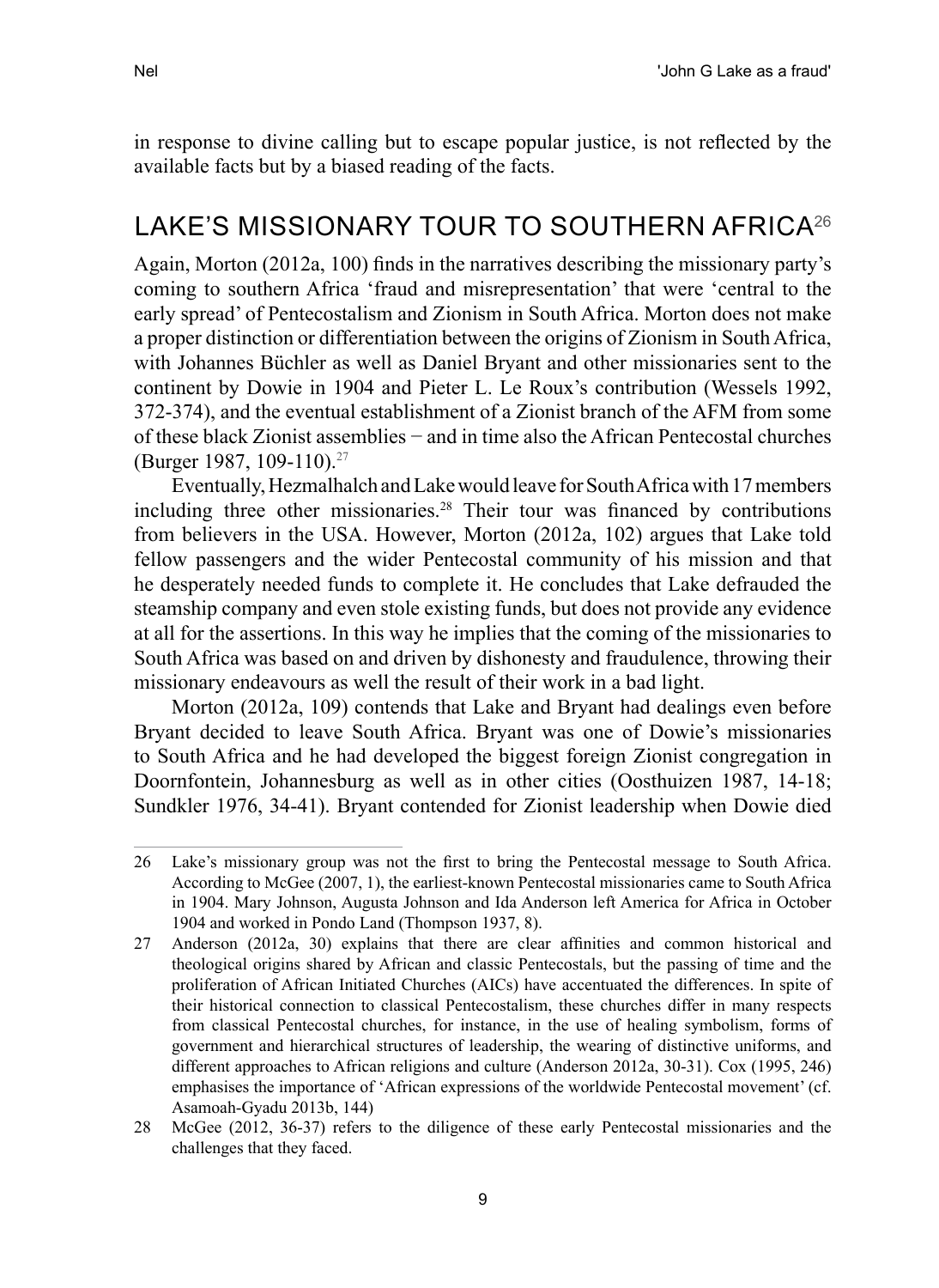in response to divine calling but to escape popular justice, is not reflected by the available facts but by a biased reading of the facts.

## LAKE'S MISSIONARY TOUR TO SOUTHERN AFRICA[26]

Again, Morton (2012a, 100) finds in the narratives describing the missionary party's coming to southern Africa 'fraud and misrepresentation' that were 'central to the early spread' of Pentecostalism and Zionism in South Africa. Morton does not make a proper distinction or differentiation between the origins of Zionism in South Africa, with Johannes Büchler as well as Daniel Bryant and other missionaries sent to the continent by Dowie in 1904 and Pieter L. Le Roux's contribution (Wessels 1992, 372-374), and the eventual establishment of a Zionist branch of the AFM from some of these black Zionist assemblies − and in time also the African Pentecostal churches (Burger 1987, 109-110).[27]

Eventually, Hezmalhalch and Lake would leave for South Africa with 17 members including three other missionaries.[28] Their tour was financed by contributions from believers in the USA. However, Morton (2012a, 102) argues that Lake told fellow passengers and the wider Pentecostal community of his mission and that he desperately needed funds to complete it. He concludes that Lake defrauded the steamship company and even stole existing funds, but does not provide any evidence at all for the assertions. In this way he implies that the coming of the missionaries to South Africa was based on and driven by dishonesty and fraudulence, throwing their missionary endeavours as well the result of their work in a bad light.

Morton (2012a, 109) contends that Lake and Bryant had dealings even before Bryant decided to leave South Africa. Bryant was one of Dowie's missionaries to South Africa and he had developed the biggest foreign Zionist congregation in Doornfontein, Johannesburg as well as in other cities (Oosthuizen 1987, 14-18; Sundkler 1976, 34-41). Bryant contended for Zionist leadership when Dowie died

---

26 Lake's missionary group was not the first to bring the Pentecostal message to South Africa. According to McGee (2007, 1), the earliest-known Pentecostal missionaries came to South Africa in 1904. Mary Johnson, Augusta Johnson and Ida Anderson left America for Africa in October 1904 and worked in Pondo Land (Thompson 1937, 8).

27 Anderson (2012a, 30) explains that there are clear affinities and common historical and theological origins shared by African and classic Pentecostals, but the passing of time and the proliferation of African Initiated Churches (AICs) have accentuated the differences. In spite of their historical connection to classical Pentecostalism, these churches differ in many respects from classical Pentecostal churches, for instance, in the use of healing symbolism, forms of government and hierarchical structures of leadership, the wearing of distinctive uniforms, and different approaches to African religions and culture (Anderson 2012a, 30-31). Cox (1995, 246) emphasises the importance of 'African expressions of the worldwide Pentecostal movement' (cf. Asamoah-Gyadu 2013b, 144)

28 McGee (2012, 36-37) refers to the diligence of these early Pentecostal missionaries and the challenges that they faced.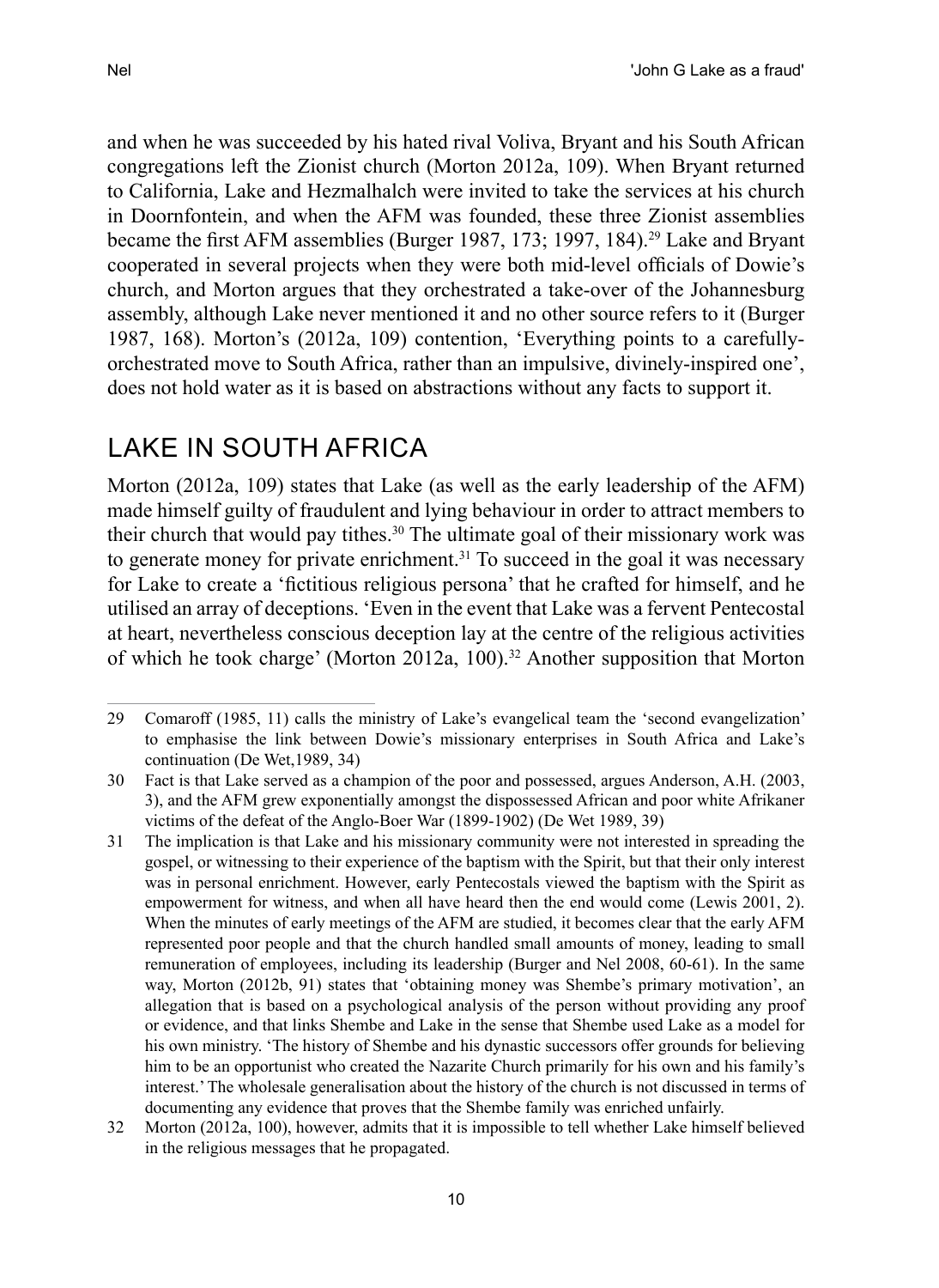and when he was succeeded by his hated rival Voliva, Bryant and his South African congregations left the Zionist church (Morton 2012a, 109). When Bryant returned to California, Lake and Hezmalhalch were invited to take the services at his church in Doornfontein, and when the AFM was founded, these three Zionist assemblies became the first AFM assemblies (Burger 1987, 173; 1997, 184).[29] Lake and Bryant cooperated in several projects when they were both mid-level officials of Dowie's church, and Morton argues that they orchestrated a take-over of the Johannesburg assembly, although Lake never mentioned it and no other source refers to it (Burger 1987, 168). Morton's (2012a, 109) contention, 'Everything points to a carefully-orchestrated move to South Africa, rather than an impulsive, divinely-inspired one', does not hold water as it is based on abstractions without any facts to support it.

## LAKE IN SOUTH AFRICA

Morton (2012a, 109) states that Lake (as well as the early leadership of the AFM) made himself guilty of fraudulent and lying behaviour in order to attract members to their church that would pay tithes.[30] The ultimate goal of their missionary work was to generate money for private enrichment.[31] To succeed in the goal it was necessary for Lake to create a 'fictitious religious persona' that he crafted for himself, and he utilised an array of deceptions. 'Even in the event that Lake was a fervent Pentecostal at heart, nevertheless conscious deception lay at the centre of the religious activities of which he took charge' (Morton 2012a, 100).[32] Another supposition that Morton

---

29 Comaroff (1985, 11) calls the ministry of Lake's evangelical team the 'second evangelization' to emphasise the link between Dowie's missionary enterprises in South Africa and Lake's continuation (De Wet,1989, 34)

30 Fact is that Lake served as a champion of the poor and possessed, argues Anderson, A.H. (2003, 3), and the AFM grew exponentially amongst the dispossessed African and poor white Afrikaner victims of the defeat of the Anglo-Boer War (1899-1902) (De Wet 1989, 39)

31 The implication is that Lake and his missionary community were not interested in spreading the gospel, or witnessing to their experience of the baptism with the Spirit, but that their only interest was in personal enrichment. However, early Pentecostals viewed the baptism with the Spirit as empowerment for witness, and when all have heard then the end would come (Lewis 2001, 2). When the minutes of early meetings of the AFM are studied, it becomes clear that the early AFM represented poor people and that the church handled small amounts of money, leading to small remuneration of employees, including its leadership (Burger and Nel 2008, 60-61). In the same way, Morton (2012b, 91) states that 'obtaining money was Shembe's primary motivation', an allegation that is based on a psychological analysis of the person without providing any proof or evidence, and that links Shembe and Lake in the sense that Shembe used Lake as a model for his own ministry. 'The history of Shembe and his dynastic successors offer grounds for believing him to be an opportunist who created the Nazarite Church primarily for his own and his family's interest.' The wholesale generalisation about the history of the church is not discussed in terms of documenting any evidence that proves that the Shembe family was enriched unfairly.

32 Morton (2012a, 100), however, admits that it is impossible to tell whether Lake himself believed in the religious messages that he propagated.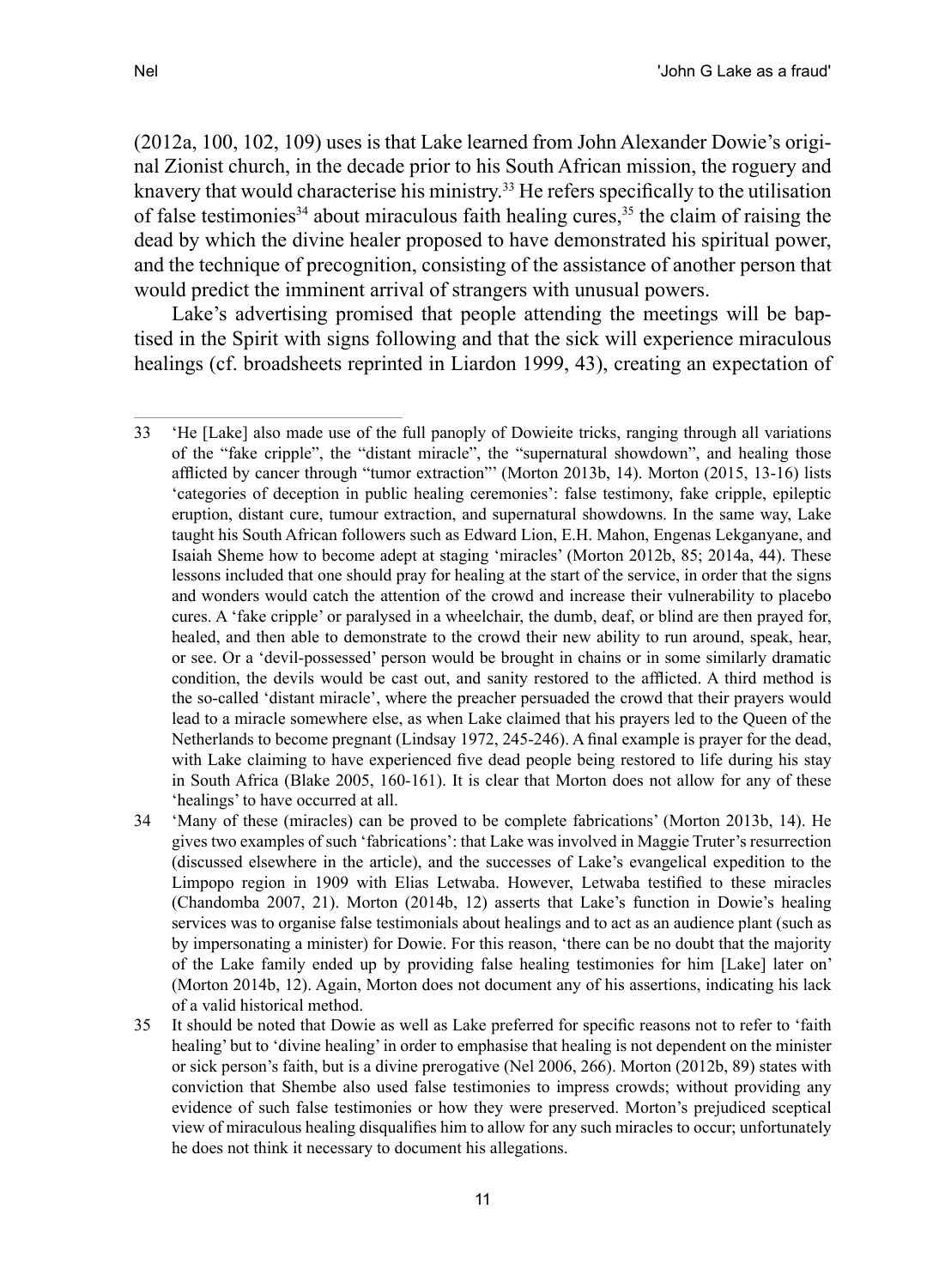(2012a, 100, 102, 109) uses is that Lake learned from John Alexander Dowie's original Zionist church, in the decade prior to his South African mission, the roguery and knavery that would characterise his ministry.[33] He refers specifically to the utilisation of false testimonies[34] about miraculous faith healing cures,[35] the claim of raising the dead by which the divine healer proposed to have demonstrated his spiritual power, and the technique of precognition, consisting of the assistance of another person that would predict the imminent arrival of strangers with unusual powers.

Lake's advertising promised that people attending the meetings will be baptised in the Spirit with signs following and that the sick will experience miraculous healings (cf. broadsheets reprinted in Liardon 1999, 43), creating an expectation of

---

33 'He [Lake] also made use of the full panoply of Dowieite tricks, ranging through all variations of the "fake cripple", the "distant miracle", the "supernatural showdown", and healing those afflicted by cancer through "tumor extraction"' (Morton 2013b, 14). Morton (2015, 13-16) lists 'categories of deception in public healing ceremonies': false testimony, fake cripple, epileptic eruption, distant cure, tumour extraction, and supernatural showdowns. In the same way, Lake taught his South African followers such as Edward Lion, E.H. Mahon, Engenas Lekganyane, and Isaiah Sheme how to become adept at staging 'miracles' (Morton 2012b, 85; 2014a, 44). These lessons included that one should pray for healing at the start of the service, in order that the signs and wonders would catch the attention of the crowd and increase their vulnerability to placebo cures. A 'fake cripple' or paralysed in a wheelchair, the dumb, deaf, or blind are then prayed for, healed, and then able to demonstrate to the crowd their new ability to run around, speak, hear, or see. Or a 'devil-possessed' person would be brought in chains or in some similarly dramatic condition, the devils would be cast out, and sanity restored to the afflicted. A third method is the so-called 'distant miracle', where the preacher persuaded the crowd that their prayers would lead to a miracle somewhere else, as when Lake claimed that his prayers led to the Queen of the Netherlands to become pregnant (Lindsay 1972, 245-246). A final example is prayer for the dead, with Lake claiming to have experienced five dead people being restored to life during his stay in South Africa (Blake 2005, 160-161). It is clear that Morton does not allow for any of these 'healings' to have occurred at all.

34 'Many of these (miracles) can be proved to be complete fabrications' (Morton 2013b, 14). He gives two examples of such 'fabrications': that Lake was involved in Maggie Truter's resurrection (discussed elsewhere in the article), and the successes of Lake's evangelical expedition to the Limpopo region in 1909 with Elias Letwaba. However, Letwaba testified to these miracles (Chandomba 2007, 21). Morton (2014b, 12) asserts that Lake's function in Dowie's healing services was to organise false testimonials about healings and to act as an audience plant (such as by impersonating a minister) for Dowie. For this reason, 'there can be no doubt that the majority of the Lake family ended up by providing false healing testimonies for him [Lake] later on' (Morton 2014b, 12). Again, Morton does not document any of his assertions, indicating his lack of a valid historical method.

35 It should be noted that Dowie as well as Lake preferred for specific reasons not to refer to 'faith healing' but to 'divine healing' in order to emphasise that healing is not dependent on the minister or sick person's faith, but is a divine prerogative (Nel 2006, 266). Morton (2012b, 89) states with conviction that Shembe also used false testimonies to impress crowds; without providing any evidence of such false testimonies or how they were preserved. Morton's prejudiced sceptical view of miraculous healing disqualifies him to allow for any such miracles to occur; unfortunately he does not think it necessary to document his allegations.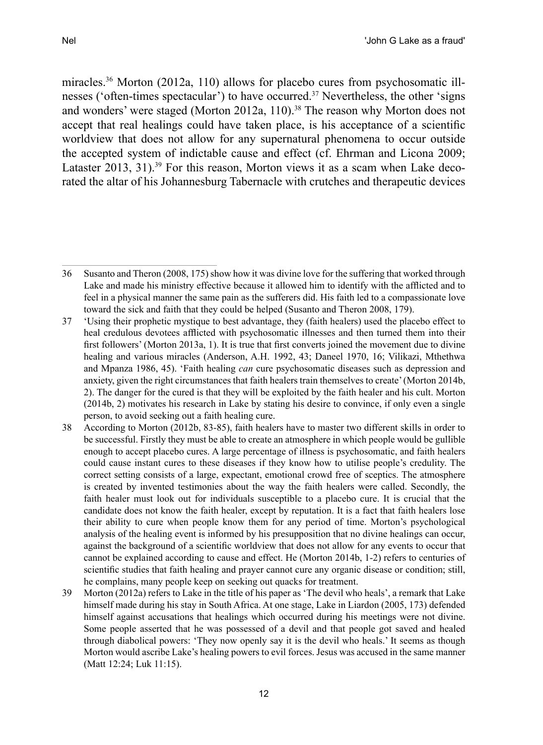miracles.[36] Morton (2012a, 110) allows for placebo cures from psychosomatic illnesses ('often-times spectacular') to have occurred.[37] Nevertheless, the other 'signs and wonders' were staged (Morton 2012a, 110).[38] The reason why Morton does not accept that real healings could have taken place, is his acceptance of a scientific worldview that does not allow for any supernatural phenomena to occur outside the accepted system of indictable cause and effect (cf. Ehrman and Licona 2009; Lataster 2013, 31).[39] For this reason, Morton views it as a scam when Lake decorated the altar of his Johannesburg Tabernacle with crutches and therapeutic devices

---

36 Susanto and Theron (2008, 175) show how it was divine love for the suffering that worked through Lake and made his ministry effective because it allowed him to identify with the afflicted and to feel in a physical manner the same pain as the sufferers did. His faith led to a compassionate love toward the sick and faith that they could be helped (Susanto and Theron 2008, 179).

37 'Using their prophetic mystique to best advantage, they (faith healers) used the placebo effect to heal credulous devotees afflicted with psychosomatic illnesses and then turned them into their first followers' (Morton 2013a, 1). It is true that first converts joined the movement due to divine healing and various miracles (Anderson, A.H. 1992, 43; Daneel 1970, 16; Vilikazi, Mthethwa and Mpanza 1986, 45). 'Faith healing *can* cure psychosomatic diseases such as depression and anxiety, given the right circumstances that faith healers train themselves to create' (Morton 2014b, 2). The danger for the cured is that they will be exploited by the faith healer and his cult. Morton (2014b, 2) motivates his research in Lake by stating his desire to convince, if only even a single person, to avoid seeking out a faith healing cure.

38 According to Morton (2012b, 83-85), faith healers have to master two different skills in order to be successful. Firstly they must be able to create an atmosphere in which people would be gullible enough to accept placebo cures. A large percentage of illness is psychosomatic, and faith healers could cause instant cures to these diseases if they know how to utilise people's credulity. The correct setting consists of a large, expectant, emotional crowd free of sceptics. The atmosphere is created by invented testimonies about the way the faith healers were called. Secondly, the faith healer must look out for individuals susceptible to a placebo cure. It is crucial that the candidate does not know the faith healer, except by reputation. It is a fact that faith healers lose their ability to cure when people know them for any period of time. Morton's psychological analysis of the healing event is informed by his presupposition that no divine healings can occur, against the background of a scientific worldview that does not allow for any events to occur that cannot be explained according to cause and effect. He (Morton 2014b, 1-2) refers to centuries of scientific studies that faith healing and prayer cannot cure any organic disease or condition; still, he complains, many people keep on seeking out quacks for treatment.

39 Morton (2012a) refers to Lake in the title of his paper as 'The devil who heals', a remark that Lake himself made during his stay in South Africa. At one stage, Lake in Liardon (2005, 173) defended himself against accusations that healings which occurred during his meetings were not divine. Some people asserted that he was possessed of a devil and that people got saved and healed through diabolical powers: 'They now openly say it is the devil who heals.' It seems as though Morton would ascribe Lake's healing powers to evil forces. Jesus was accused in the same manner (Matt 12:24; Luk 11:15).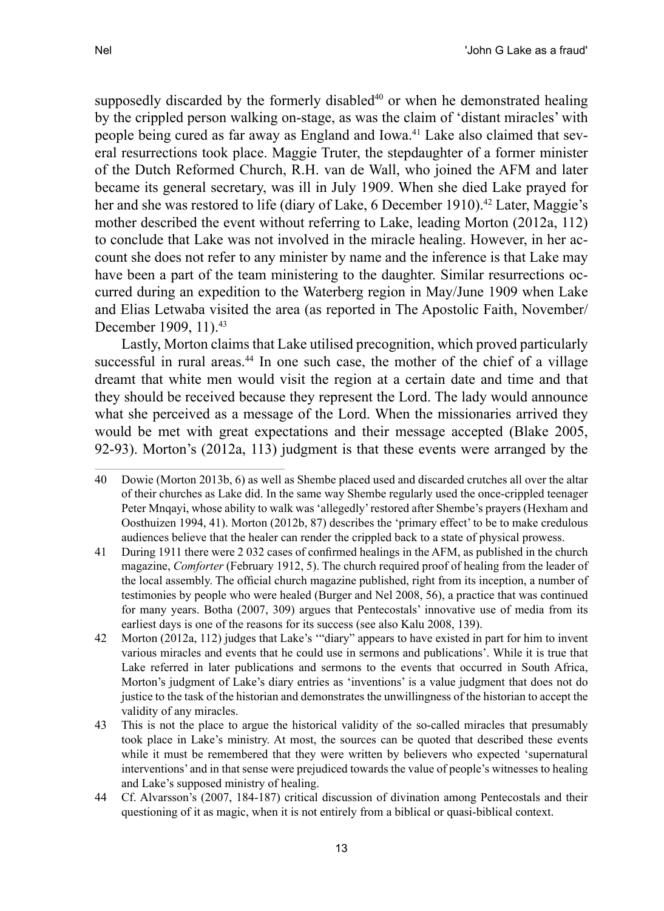supposedly discarded by the formerly disabled[40] or when he demonstrated healing by the crippled person walking on-stage, as was the claim of 'distant miracles' with people being cured as far away as England and Iowa.[41] Lake also claimed that several resurrections took place. Maggie Truter, the stepdaughter of a former minister of the Dutch Reformed Church, R.H. van de Wall, who joined the AFM and later became its general secretary, was ill in July 1909. When she died Lake prayed for her and she was restored to life (diary of Lake, 6 December 1910).[42] Later, Maggie's mother described the event without referring to Lake, leading Morton (2012a, 112) to conclude that Lake was not involved in the miracle healing. However, in her account she does not refer to any minister by name and the inference is that Lake may have been a part of the team ministering to the daughter. Similar resurrections occurred during an expedition to the Waterberg region in May/June 1909 when Lake and Elias Letwaba visited the area (as reported in The Apostolic Faith, November/December 1909, 11).[43]

Lastly, Morton claims that Lake utilised precognition, which proved particularly successful in rural areas.[44] In one such case, the mother of the chief of a village dreamt that white men would visit the region at a certain date and time and that they should be received because they represent the Lord. The lady would announce what she perceived as a message of the Lord. When the missionaries arrived they would be met with great expectations and their message accepted (Blake 2005, 92-93). Morton's (2012a, 113) judgment is that these events were arranged by the

---

40 Dowie (Morton 2013b, 6) as well as Shembe placed used and discarded crutches all over the altar of their churches as Lake did. In the same way Shembe regularly used the once-crippled teenager Peter Mnqayi, whose ability to walk was 'allegedly' restored after Shembe's prayers (Hexham and Oosthuizen 1994, 41). Morton (2012b, 87) describes the 'primary effect' to be to make credulous audiences believe that the healer can render the crippled back to a state of physical prowess.

41 During 1911 there were 2 032 cases of confirmed healings in the AFM, as published in the church magazine, *Comforter* (February 1912, 5). The church required proof of healing from the leader of the local assembly. The official church magazine published, right from its inception, a number of testimonies by people who were healed (Burger and Nel 2008, 56), a practice that was continued for many years. Botha (2007, 309) argues that Pentecostals' innovative use of media from its earliest days is one of the reasons for its success (see also Kalu 2008, 139).

42 Morton (2012a, 112) judges that Lake's '"diary" appears to have existed in part for him to invent various miracles and events that he could use in sermons and publications'. While it is true that Lake referred in later publications and sermons to the events that occurred in South Africa, Morton's judgment of Lake's diary entries as 'inventions' is a value judgment that does not do justice to the task of the historian and demonstrates the unwillingness of the historian to accept the validity of any miracles.

43 This is not the place to argue the historical validity of the so-called miracles that presumably took place in Lake's ministry. At most, the sources can be quoted that described these events while it must be remembered that they were written by believers who expected 'supernatural interventions' and in that sense were prejudiced towards the value of people's witnesses to healing and Lake's supposed ministry of healing.

44 Cf. Alvarsson's (2007, 184-187) critical discussion of divination among Pentecostals and their questioning of it as magic, when it is not entirely from a biblical or quasi-biblical context.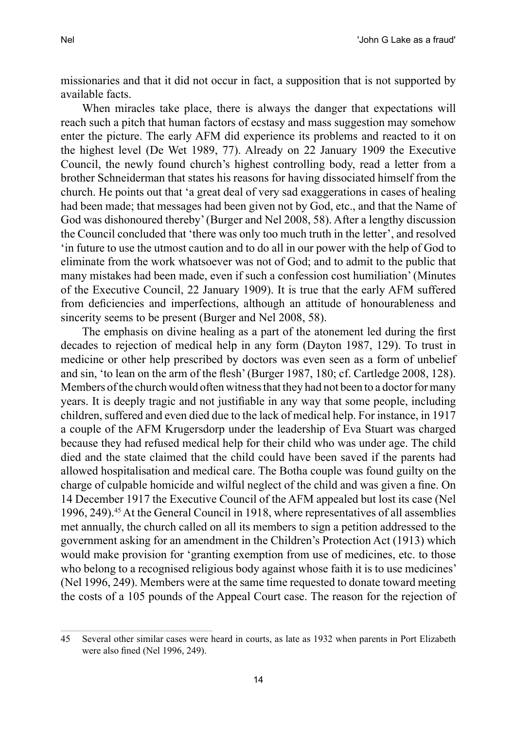missionaries and that it did not occur in fact, a supposition that is not supported by available facts.

When miracles take place, there is always the danger that expectations will reach such a pitch that human factors of ecstasy and mass suggestion may somehow enter the picture. The early AFM did experience its problems and reacted to it on the highest level (De Wet 1989, 77). Already on 22 January 1909 the Executive Council, the newly found church's highest controlling body, read a letter from a brother Schneiderman that states his reasons for having dissociated himself from the church. He points out that 'a great deal of very sad exaggerations in cases of healing had been made; that messages had been given not by God, etc., and that the Name of God was dishonoured thereby' (Burger and Nel 2008, 58). After a lengthy discussion the Council concluded that 'there was only too much truth in the letter', and resolved 'in future to use the utmost caution and to do all in our power with the help of God to eliminate from the work whatsoever was not of God; and to admit to the public that many mistakes had been made, even if such a confession cost humiliation' (Minutes of the Executive Council, 22 January 1909). It is true that the early AFM suffered from deficiencies and imperfections, although an attitude of honourableness and sincerity seems to be present (Burger and Nel 2008, 58).

The emphasis on divine healing as a part of the atonement led during the first decades to rejection of medical help in any form (Dayton 1987, 129). To trust in medicine or other help prescribed by doctors was even seen as a form of unbelief and sin, 'to lean on the arm of the flesh' (Burger 1987, 180; cf. Cartledge 2008, 128). Members of the church would often witness that they had not been to a doctor for many years. It is deeply tragic and not justifiable in any way that some people, including children, suffered and even died due to the lack of medical help. For instance, in 1917 a couple of the AFM Krugersdorp under the leadership of Eva Stuart was charged because they had refused medical help for their child who was under age. The child died and the state claimed that the child could have been saved if the parents had allowed hospitalisation and medical care. The Botha couple was found guilty on the charge of culpable homicide and wilful neglect of the child and was given a fine. On 14 December 1917 the Executive Council of the AFM appealed but lost its case (Nel 1996, 249).[45] At the General Council in 1918, where representatives of all assemblies met annually, the church called on all its members to sign a petition addressed to the government asking for an amendment in the Children's Protection Act (1913) which would make provision for 'granting exemption from use of medicines, etc. to those who belong to a recognised religious body against whose faith it is to use medicines' (Nel 1996, 249). Members were at the same time requested to donate toward meeting the costs of a 105 pounds of the Appeal Court case. The reason for the rejection of

---

45 Several other similar cases were heard in courts, as late as 1932 when parents in Port Elizabeth were also fined (Nel 1996, 249).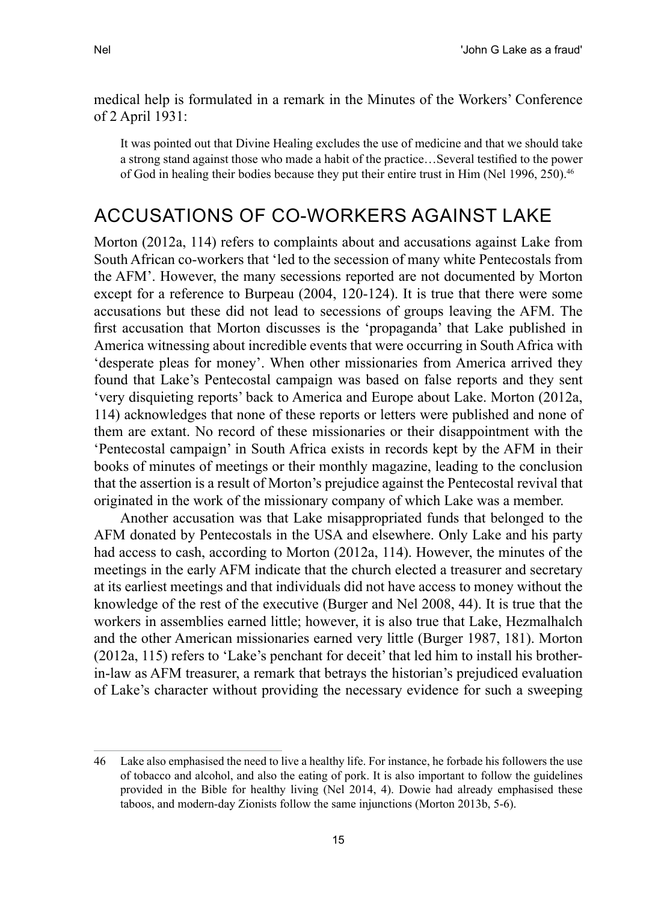medical help is formulated in a remark in the Minutes of the Workers' Conference of 2 April 1931:

> It was pointed out that Divine Healing excludes the use of medicine and that we should take a strong stand against those who made a habit of the practice…Several testified to the power of God in healing their bodies because they put their entire trust in Him (Nel 1996, 250).[46]

## ACCUSATIONS OF CO-WORKERS AGAINST LAKE

Morton (2012a, 114) refers to complaints about and accusations against Lake from South African co-workers that 'led to the secession of many white Pentecostals from the AFM'. However, the many secessions reported are not documented by Morton except for a reference to Burpeau (2004, 120-124). It is true that there were some accusations but these did not lead to secessions of groups leaving the AFM. The first accusation that Morton discusses is the 'propaganda' that Lake published in America witnessing about incredible events that were occurring in South Africa with 'desperate pleas for money'. When other missionaries from America arrived they found that Lake's Pentecostal campaign was based on false reports and they sent 'very disquieting reports' back to America and Europe about Lake. Morton (2012a, 114) acknowledges that none of these reports or letters were published and none of them are extant. No record of these missionaries or their disappointment with the 'Pentecostal campaign' in South Africa exists in records kept by the AFM in their books of minutes of meetings or their monthly magazine, leading to the conclusion that the assertion is a result of Morton's prejudice against the Pentecostal revival that originated in the work of the missionary company of which Lake was a member.

Another accusation was that Lake misappropriated funds that belonged to the AFM donated by Pentecostals in the USA and elsewhere. Only Lake and his party had access to cash, according to Morton (2012a, 114). However, the minutes of the meetings in the early AFM indicate that the church elected a treasurer and secretary at its earliest meetings and that individuals did not have access to money without the knowledge of the rest of the executive (Burger and Nel 2008, 44). It is true that the workers in assemblies earned little; however, it is also true that Lake, Hezmalhalch and the other American missionaries earned very little (Burger 1987, 181). Morton (2012a, 115) refers to 'Lake's penchant for deceit' that led him to install his brother-in-law as AFM treasurer, a remark that betrays the historian's prejudiced evaluation of Lake's character without providing the necessary evidence for such a sweeping

---

46 Lake also emphasised the need to live a healthy life. For instance, he forbade his followers the use of tobacco and alcohol, and also the eating of pork. It is also important to follow the guidelines provided in the Bible for healthy living (Nel 2014, 4). Dowie had already emphasised these taboos, and modern-day Zionists follow the same injunctions (Morton 2013b, 5-6).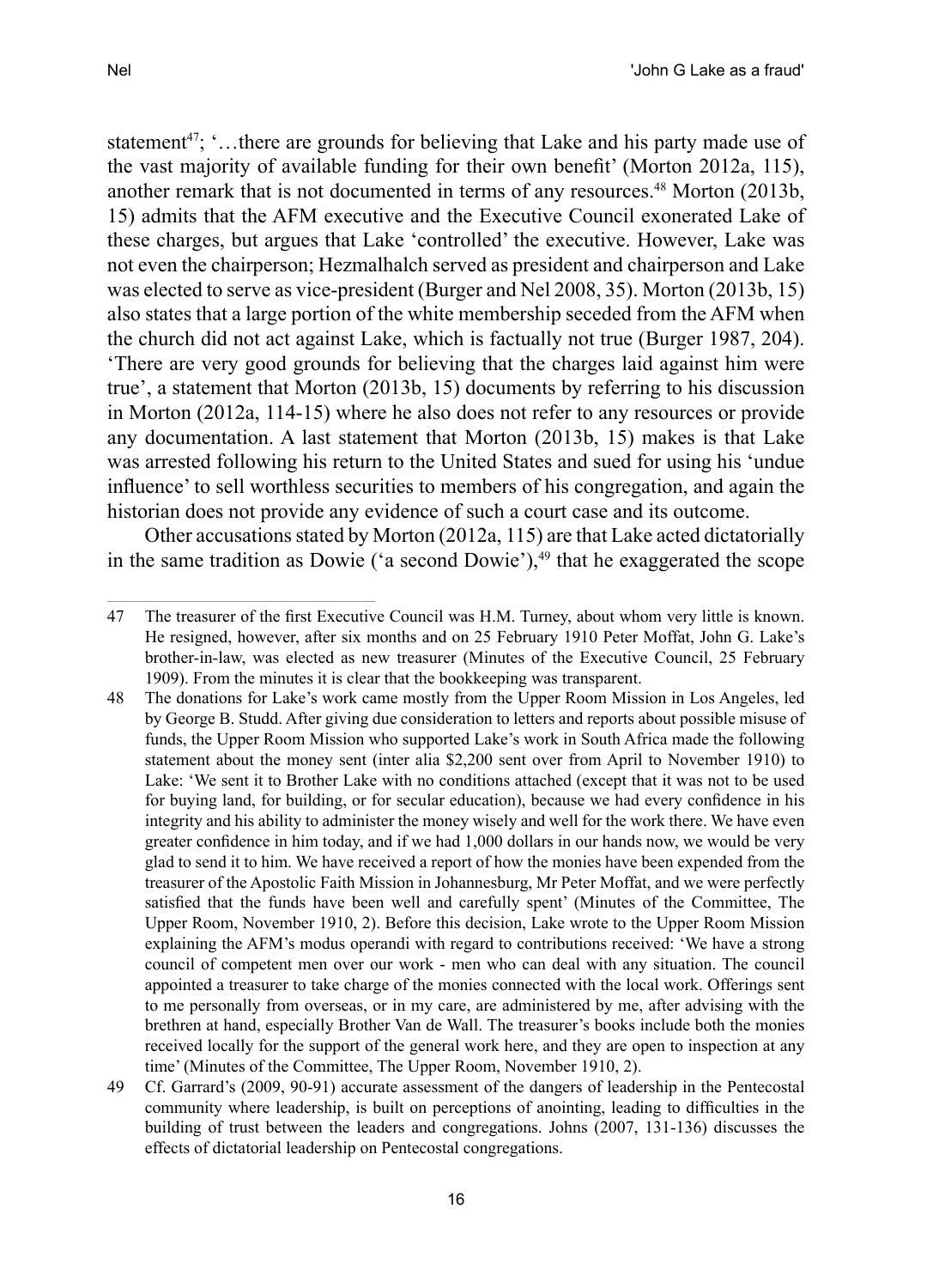statement[47]; '…there are grounds for believing that Lake and his party made use of the vast majority of available funding for their own benefit' (Morton 2012a, 115), another remark that is not documented in terms of any resources.[48] Morton (2013b, 15) admits that the AFM executive and the Executive Council exonerated Lake of these charges, but argues that Lake 'controlled' the executive. However, Lake was not even the chairperson; Hezmalhalch served as president and chairperson and Lake was elected to serve as vice-president (Burger and Nel 2008, 35). Morton (2013b, 15) also states that a large portion of the white membership seceded from the AFM when the church did not act against Lake, which is factually not true (Burger 1987, 204). 'There are very good grounds for believing that the charges laid against him were true', a statement that Morton (2013b, 15) documents by referring to his discussion in Morton (2012a, 114-15) where he also does not refer to any resources or provide any documentation. A last statement that Morton (2013b, 15) makes is that Lake was arrested following his return to the United States and sued for using his 'undue influence' to sell worthless securities to members of his congregation, and again the historian does not provide any evidence of such a court case and its outcome.

Other accusations stated by Morton (2012a, 115) are that Lake acted dictatorially in the same tradition as Dowie ('a second Dowie'),[49] that he exaggerated the scope

---

47 The treasurer of the first Executive Council was H.M. Turney, about whom very little is known. He resigned, however, after six months and on 25 February 1910 Peter Moffat, John G. Lake's brother-in-law, was elected as new treasurer (Minutes of the Executive Council, 25 February 1909). From the minutes it is clear that the bookkeeping was transparent.

48 The donations for Lake's work came mostly from the Upper Room Mission in Los Angeles, led by George B. Studd. After giving due consideration to letters and reports about possible misuse of funds, the Upper Room Mission who supported Lake's work in South Africa made the following statement about the money sent (inter alia $2,200 sent over from April to November 1910) to Lake: 'We sent it to Brother Lake with no conditions attached (except that it was not to be used for buying land, for building, or for secular education), because we had every confidence in his integrity and his ability to administer the money wisely and well for the work there. We have even greater confidence in him today, and if we had 1,000 dollars in our hands now, we would be very glad to send it to him. We have received a report of how the monies have been expended from the treasurer of the Apostolic Faith Mission in Johannesburg, Mr Peter Moffat, and we were perfectly satisfied that the funds have been well and carefully spent' (Minutes of the Committee, The Upper Room, November 1910, 2). Before this decision, Lake wrote to the Upper Room Mission explaining the AFM's modus operandi with regard to contributions received: 'We have a strong council of competent men over our work - men who can deal with any situation. The council appointed a treasurer to take charge of the monies connected with the local work. Offerings sent to me personally from overseas, or in my care, are administered by me, after advising with the brethren at hand, especially Brother Van de Wall. The treasurer's books include both the monies received locally for the support of the general work here, and they are open to inspection at any time' (Minutes of the Committee, The Upper Room, November 1910, 2).

49 Cf. Garrard's (2009, 90-91) accurate assessment of the dangers of leadership in the Pentecostal community where leadership, is built on perceptions of anointing, leading to difficulties in the building of trust between the leaders and congregations. Johns (2007, 131-136) discusses the effects of dictatorial leadership on Pentecostal congregations.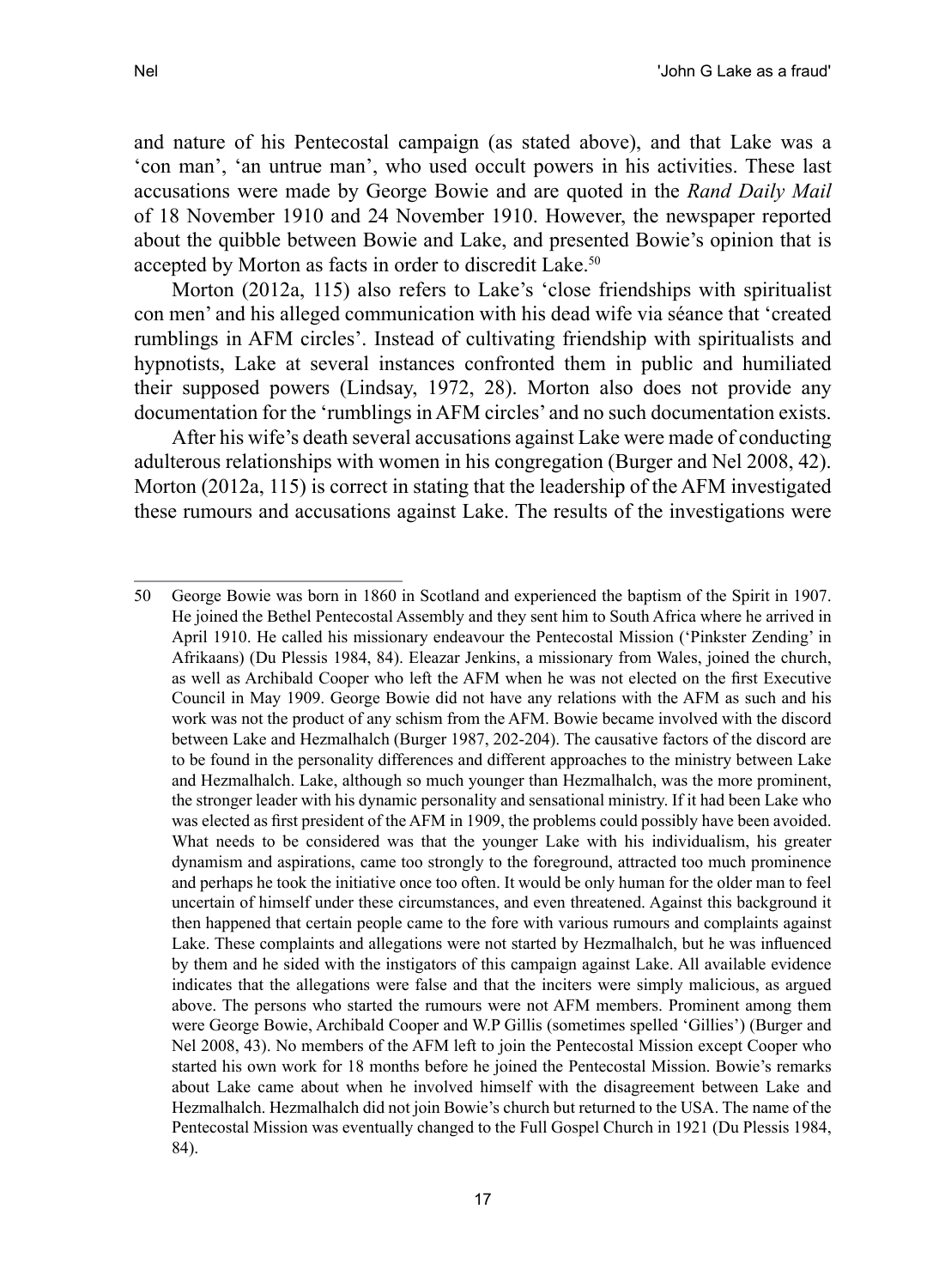and nature of his Pentecostal campaign (as stated above), and that Lake was a 'con man', 'an untrue man', who used occult powers in his activities. These last accusations were made by George Bowie and are quoted in the *Rand Daily Mail* of 18 November 1910 and 24 November 1910. However, the newspaper reported about the quibble between Bowie and Lake, and presented Bowie's opinion that is accepted by Morton as facts in order to discredit Lake.[50]

Morton (2012a, 115) also refers to Lake's 'close friendships with spiritualist con men' and his alleged communication with his dead wife via séance that 'created rumblings in AFM circles'. Instead of cultivating friendship with spiritualists and hypnotists, Lake at several instances confronted them in public and humiliated their supposed powers (Lindsay, 1972, 28). Morton also does not provide any documentation for the 'rumblings in AFM circles' and no such documentation exists.

After his wife's death several accusations against Lake were made of conducting adulterous relationships with women in his congregation (Burger and Nel 2008, 42). Morton (2012a, 115) is correct in stating that the leadership of the AFM investigated these rumours and accusations against Lake. The results of the investigations were

---

50 George Bowie was born in 1860 in Scotland and experienced the baptism of the Spirit in 1907. He joined the Bethel Pentecostal Assembly and they sent him to South Africa where he arrived in April 1910. He called his missionary endeavour the Pentecostal Mission ('Pinkster Zending' in Afrikaans) (Du Plessis 1984, 84). Eleazar Jenkins, a missionary from Wales, joined the church, as well as Archibald Cooper who left the AFM when he was not elected on the first Executive Council in May 1909. George Bowie did not have any relations with the AFM as such and his work was not the product of any schism from the AFM. Bowie became involved with the discord between Lake and Hezmalhalch (Burger 1987, 202-204). The causative factors of the discord are to be found in the personality differences and different approaches to the ministry between Lake and Hezmalhalch. Lake, although so much younger than Hezmalhalch, was the more prominent, the stronger leader with his dynamic personality and sensational ministry. If it had been Lake who was elected as first president of the AFM in 1909, the problems could possibly have been avoided. What needs to be considered was that the younger Lake with his individualism, his greater dynamism and aspirations, came too strongly to the foreground, attracted too much prominence and perhaps he took the initiative once too often. It would be only human for the older man to feel uncertain of himself under these circumstances, and even threatened. Against this background it then happened that certain people came to the fore with various rumours and complaints against Lake. These complaints and allegations were not started by Hezmalhalch, but he was influenced by them and he sided with the instigators of this campaign against Lake. All available evidence indicates that the allegations were false and that the inciters were simply malicious, as argued above. The persons who started the rumours were not AFM members. Prominent among them were George Bowie, Archibald Cooper and W.P Gillis (sometimes spelled 'Gillies') (Burger and Nel 2008, 43). No members of the AFM left to join the Pentecostal Mission except Cooper who started his own work for 18 months before he joined the Pentecostal Mission. Bowie's remarks about Lake came about when he involved himself with the disagreement between Lake and Hezmalhalch. Hezmalhalch did not join Bowie's church but returned to the USA. The name of the Pentecostal Mission was eventually changed to the Full Gospel Church in 1921 (Du Plessis 1984, 84).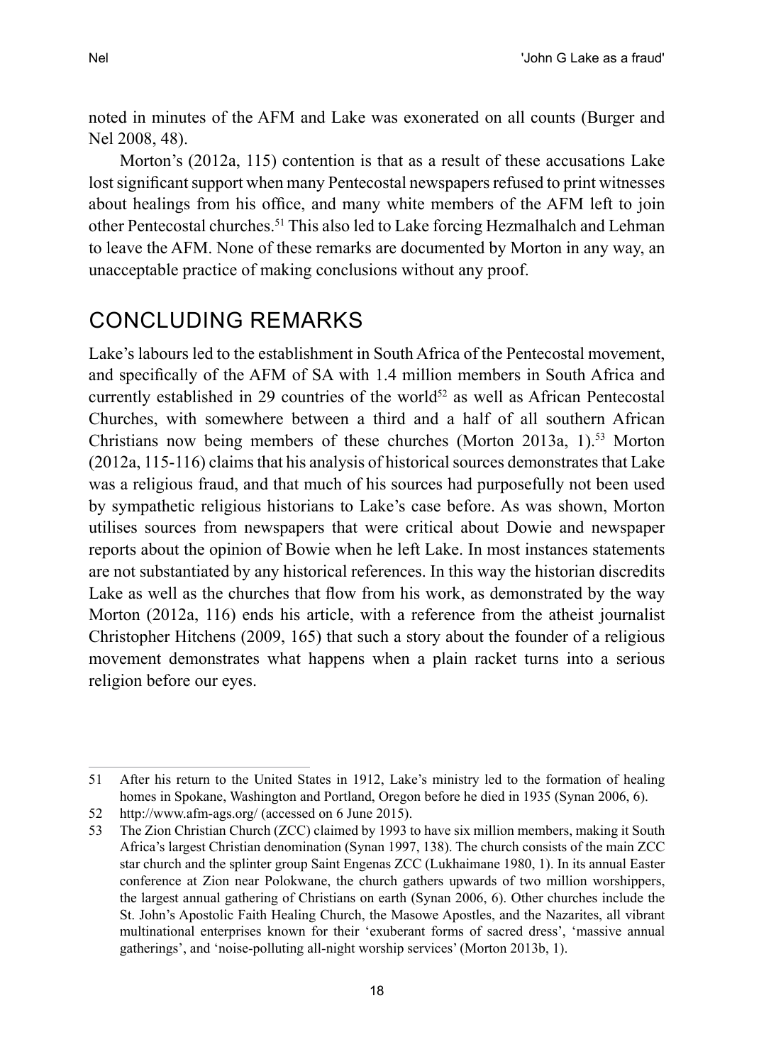noted in minutes of the AFM and Lake was exonerated on all counts (Burger and Nel 2008, 48).

Morton's (2012a, 115) contention is that as a result of these accusations Lake lost significant support when many Pentecostal newspapers refused to print witnesses about healings from his office, and many white members of the AFM left to join other Pentecostal churches.[51] This also led to Lake forcing Hezmalhalch and Lehman to leave the AFM. None of these remarks are documented by Morton in any way, an unacceptable practice of making conclusions without any proof.

## CONCLUDING REMARKS

Lake's labours led to the establishment in South Africa of the Pentecostal movement, and specifically of the AFM of SA with 1.4 million members in South Africa and currently established in 29 countries of the world[52] as well as African Pentecostal Churches, with somewhere between a third and a half of all southern African Christians now being members of these churches (Morton 2013a, 1).[53] Morton (2012a, 115-116) claims that his analysis of historical sources demonstrates that Lake was a religious fraud, and that much of his sources had purposefully not been used by sympathetic religious historians to Lake's case before. As was shown, Morton utilises sources from newspapers that were critical about Dowie and newspaper reports about the opinion of Bowie when he left Lake. In most instances statements are not substantiated by any historical references. In this way the historian discredits Lake as well as the churches that flow from his work, as demonstrated by the way Morton (2012a, 116) ends his article, with a reference from the atheist journalist Christopher Hitchens (2009, 165) that such a story about the founder of a religious movement demonstrates what happens when a plain racket turns into a serious religion before our eyes.

---

51 After his return to the United States in 1912, Lake's ministry led to the formation of healing homes in Spokane, Washington and Portland, Oregon before he died in 1935 (Synan 2006, 6).

52 http://www.afm-ags.org/ (accessed on 6 June 2015).

53 The Zion Christian Church (ZCC) claimed by 1993 to have six million members, making it South Africa's largest Christian denomination (Synan 1997, 138). The church consists of the main ZCC star church and the splinter group Saint Engenas ZCC (Lukhaimane 1980, 1). In its annual Easter conference at Zion near Polokwane, the church gathers upwards of two million worshippers, the largest annual gathering of Christians on earth (Synan 2006, 6). Other churches include the St. John's Apostolic Faith Healing Church, the Masowe Apostles, and the Nazarites, all vibrant multinational enterprises known for their 'exuberant forms of sacred dress', 'massive annual gatherings', and 'noise-polluting all-night worship services' (Morton 2013b, 1).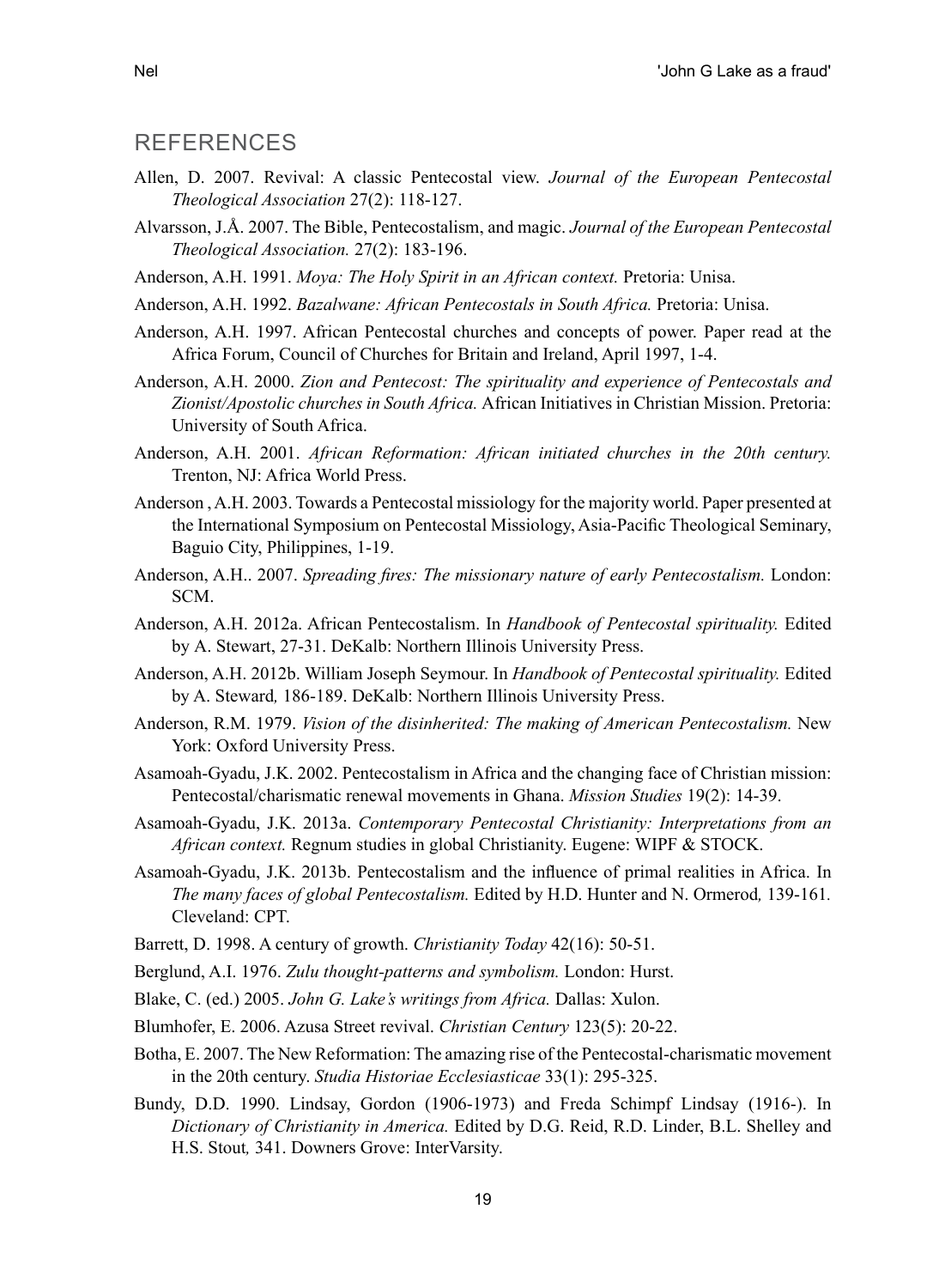## REFERENCES

Allen, D. 2007. Revival: A classic Pentecostal view. *Journal of the European Pentecostal Theological Association* 27(2): 118-127.

Alvarsson, J.Å. 2007. The Bible, Pentecostalism, and magic. *Journal of the European Pentecostal Theological Association.* 27(2): 183-196.

Anderson, A.H. 1991. *Moya: The Holy Spirit in an African context.* Pretoria: Unisa.

Anderson, A.H. 1992. *Bazalwane: African Pentecostals in South Africa.* Pretoria: Unisa.

Anderson, A.H. 1997. African Pentecostal churches and concepts of power. Paper read at the Africa Forum, Council of Churches for Britain and Ireland, April 1997, 1-4.

Anderson, A.H. 2000. *Zion and Pentecost: The spirituality and experience of Pentecostals and Zionist/Apostolic churches in South Africa.* African Initiatives in Christian Mission. Pretoria: University of South Africa.

Anderson, A.H. 2001. *African Reformation: African initiated churches in the 20th century.* Trenton, NJ: Africa World Press.

Anderson , A.H. 2003. Towards a Pentecostal missiology for the majority world. Paper presented at the International Symposium on Pentecostal Missiology, Asia-Pacific Theological Seminary, Baguio City, Philippines, 1-19.

Anderson, A.H.. 2007. *Spreading fires: The missionary nature of early Pentecostalism.* London: SCM.

Anderson, A.H. 2012a. African Pentecostalism. In *Handbook of Pentecostal spirituality.* Edited by A. Stewart, 27-31. DeKalb: Northern Illinois University Press.

Anderson, A.H. 2012b. William Joseph Seymour. In *Handbook of Pentecostal spirituality.* Edited by A. Steward*,* 186-189. DeKalb: Northern Illinois University Press.

Anderson, R.M. 1979. *Vision of the disinherited: The making of American Pentecostalism.* New York: Oxford University Press.

Asamoah-Gyadu, J.K. 2002. Pentecostalism in Africa and the changing face of Christian mission: Pentecostal/charismatic renewal movements in Ghana. *Mission Studies* 19(2): 14-39.

Asamoah-Gyadu, J.K. 2013a. *Contemporary Pentecostal Christianity: Interpretations from an African context.* Regnum studies in global Christianity. Eugene: WIPF & STOCK.

Asamoah-Gyadu, J.K. 2013b. Pentecostalism and the influence of primal realities in Africa. In *The many faces of global Pentecostalism.* Edited by H.D. Hunter and N. Ormerod*,* 139-161*.* Cleveland: CPT.

Barrett, D. 1998. A century of growth. *Christianity Today* 42(16): 50-51.

Berglund, A.I. 1976. *Zulu thought-patterns and symbolism.* London: Hurst.

Blake, C. (ed.) 2005. *John G. Lake's writings from Africa.* Dallas: Xulon.

Blumhofer, E. 2006. Azusa Street revival. *Christian Century* 123(5): 20-22.

Botha, E. 2007. The New Reformation: The amazing rise of the Pentecostal-charismatic movement in the 20th century. *Studia Historiae Ecclesiasticae* 33(1): 295-325.

Bundy, D.D. 1990. Lindsay, Gordon (1906-1973) and Freda Schimpf Lindsay (1916-). In *Dictionary of Christianity in America.* Edited by D.G. Reid, R.D. Linder, B.L. Shelley and H.S. Stout*,* 341. Downers Grove: InterVarsity.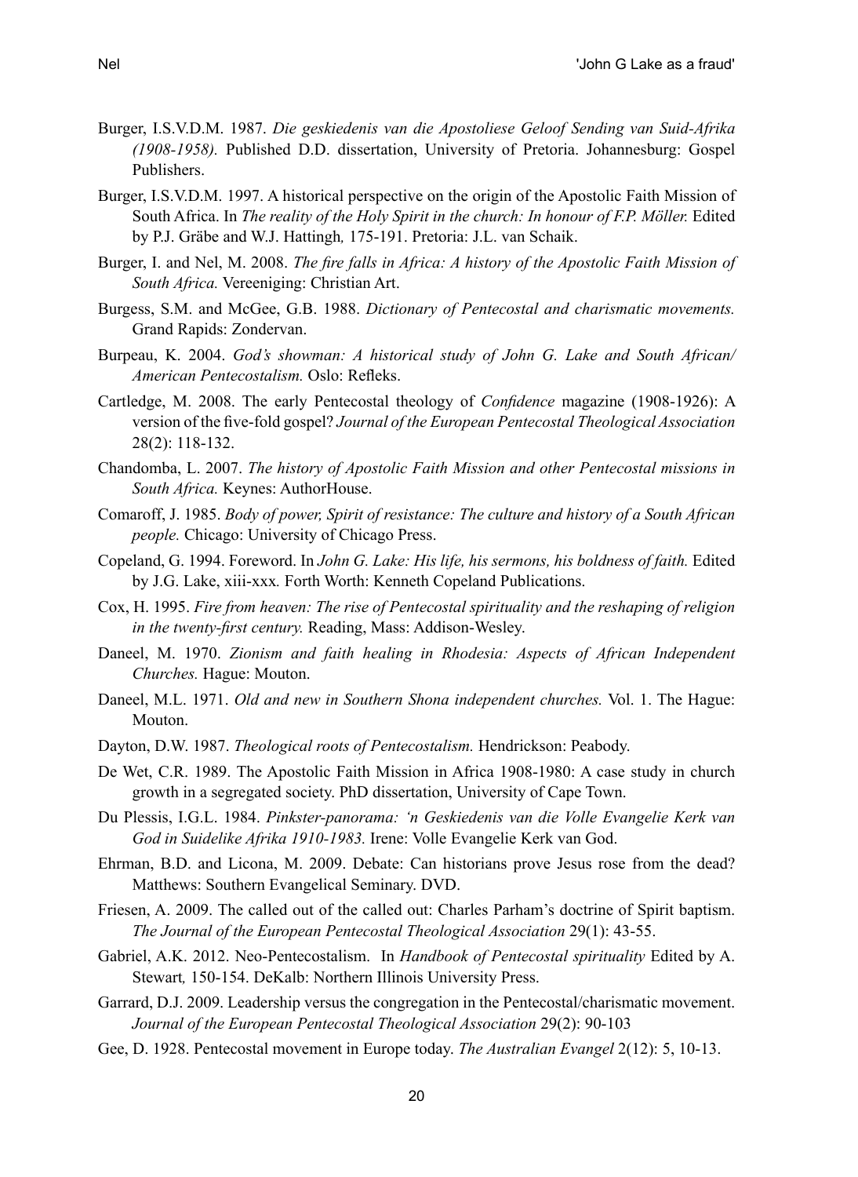Burger, I.S.V.D.M. 1987. *Die geskiedenis van die Apostoliese Geloof Sending van Suid-Afrika (1908-1958).* Published D.D. dissertation, University of Pretoria. Johannesburg: Gospel Publishers.

Burger, I.S.V.D.M. 1997. A historical perspective on the origin of the Apostolic Faith Mission of South Africa. In *The reality of the Holy Spirit in the church: In honour of F.P. Möller.* Edited by P.J. Gräbe and W.J. Hattingh*,* 175-191. Pretoria: J.L. van Schaik.

Burger, I. and Nel, M. 2008. *The fire falls in Africa: A history of the Apostolic Faith Mission of South Africa.* Vereeniging: Christian Art.

Burgess, S.M. and McGee, G.B. 1988. *Dictionary of Pentecostal and charismatic movements.* Grand Rapids: Zondervan.

Burpeau, K. 2004. *God's showman: A historical study of John G. Lake and South African/ American Pentecostalism.* Oslo: Refleks.

Cartledge, M. 2008. The early Pentecostal theology of *Confidence* magazine (1908-1926): A version of the five-fold gospel? *Journal of the European Pentecostal Theological Association* 28(2): 118-132.

Chandomba, L. 2007. *The history of Apostolic Faith Mission and other Pentecostal missions in South Africa.* Keynes: AuthorHouse.

Comaroff, J. 1985. *Body of power, Spirit of resistance: The culture and history of a South African people.* Chicago: University of Chicago Press.

Copeland, G. 1994. Foreword. In *John G. Lake: His life, his sermons, his boldness of faith.* Edited by J.G. Lake, xiii-xxx*.* Forth Worth: Kenneth Copeland Publications.

Cox, H. 1995. *Fire from heaven: The rise of Pentecostal spirituality and the reshaping of religion in the twenty-first century.* Reading, Mass: Addison-Wesley.

Daneel, M. 1970. *Zionism and faith healing in Rhodesia: Aspects of African Independent Churches.* Hague: Mouton.

Daneel, M.L. 1971. *Old and new in Southern Shona independent churches.* Vol. 1. The Hague: Mouton.

Dayton, D.W. 1987. *Theological roots of Pentecostalism.* Hendrickson: Peabody.

De Wet, C.R. 1989. The Apostolic Faith Mission in Africa 1908-1980: A case study in church growth in a segregated society. PhD dissertation, University of Cape Town.

Du Plessis, I.G.L. 1984. *Pinkster-panorama: 'n Geskiedenis van die Volle Evangelie Kerk van God in Suidelike Afrika 1910-1983.* Irene: Volle Evangelie Kerk van God.

Ehrman, B.D. and Licona, M. 2009. Debate: Can historians prove Jesus rose from the dead? Matthews: Southern Evangelical Seminary. DVD.

Friesen, A. 2009. The called out of the called out: Charles Parham's doctrine of Spirit baptism. *The Journal of the European Pentecostal Theological Association* 29(1): 43-55.

Gabriel, A.K. 2012. Neo-Pentecostalism. In *Handbook of Pentecostal spirituality* Edited by A. Stewart*,* 150-154. DeKalb: Northern Illinois University Press.

Garrard, D.J. 2009. Leadership versus the congregation in the Pentecostal/charismatic movement. *Journal of the European Pentecostal Theological Association* 29(2): 90-103

Gee, D. 1928. Pentecostal movement in Europe today. *The Australian Evangel* 2(12): 5, 10-13.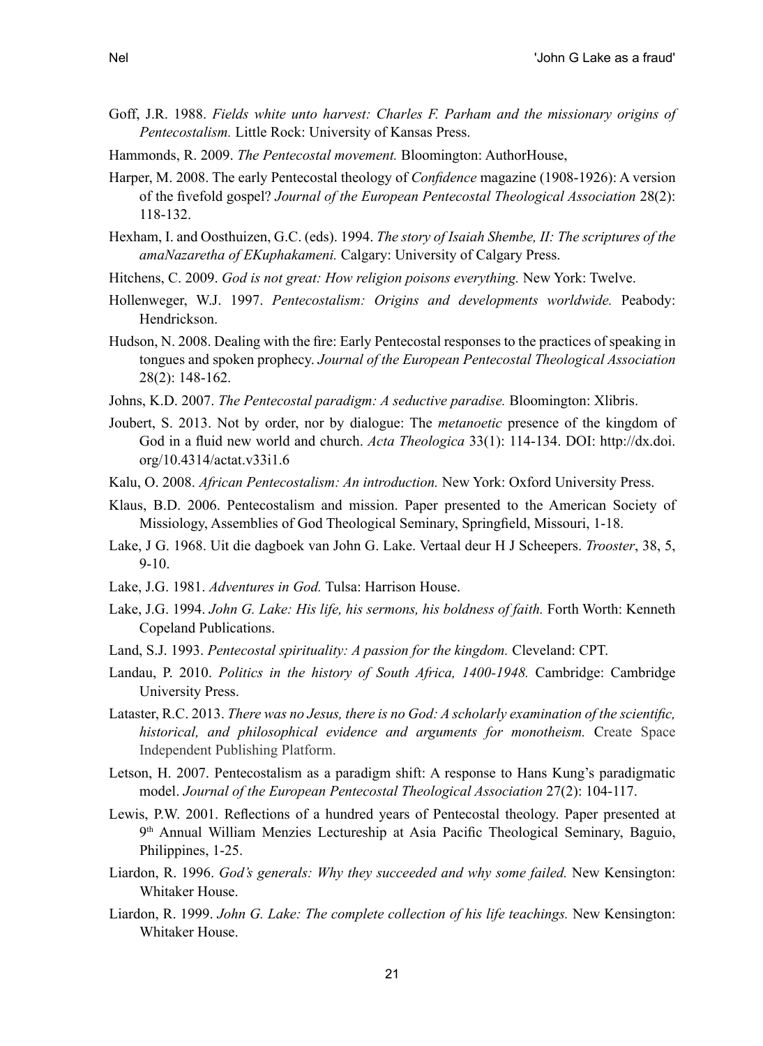Goff, J.R. 1988. *Fields white unto harvest: Charles F. Parham and the missionary origins of Pentecostalism.* Little Rock: University of Kansas Press.

Hammonds, R. 2009. *The Pentecostal movement.* Bloomington: AuthorHouse,

Harper, M. 2008. The early Pentecostal theology of *Confidence* magazine (1908-1926): A version of the fivefold gospel? *Journal of the European Pentecostal Theological Association* 28(2): 118-132.

Hexham, I. and Oosthuizen, G.C. (eds). 1994. *The story of Isaiah Shembe, II: The scriptures of the amaNazaretha of EKuphakameni.* Calgary: University of Calgary Press.

Hitchens, C. 2009. *God is not great: How religion poisons everything.* New York: Twelve.

Hollenweger, W.J. 1997. *Pentecostalism: Origins and developments worldwide.* Peabody: Hendrickson.

Hudson, N. 2008. Dealing with the fire: Early Pentecostal responses to the practices of speaking in tongues and spoken prophecy. *Journal of the European Pentecostal Theological Association* 28(2): 148-162.

Johns, K.D. 2007. *The Pentecostal paradigm: A seductive paradise.* Bloomington: Xlibris.

Joubert, S. 2013. Not by order, nor by dialogue: The *metanoetic* presence of the kingdom of God in a fluid new world and church. *Acta Theologica* 33(1): 114-134. DOI: http://dx.doi.org/10.4314/actat.v33i1.6

Kalu, O. 2008. *African Pentecostalism: An introduction.* New York: Oxford University Press.

Klaus, B.D. 2006. Pentecostalism and mission. Paper presented to the American Society of Missiology, Assemblies of God Theological Seminary, Springfield, Missouri, 1-18.

Lake, J G. 1968. Uit die dagboek van John G. Lake. Vertaal deur H J Scheepers. *Trooster*, 38, 5, 9-10.

Lake, J.G. 1981. *Adventures in God.* Tulsa: Harrison House.

Lake, J.G. 1994. *John G. Lake: His life, his sermons, his boldness of faith.* Forth Worth: Kenneth Copeland Publications.

Land, S.J. 1993. *Pentecostal spirituality: A passion for the kingdom.* Cleveland: CPT.

Landau, P. 2010. *Politics in the history of South Africa, 1400-1948.* Cambridge: Cambridge University Press.

Lataster, R.C. 2013. *There was no Jesus, there is no God: A scholarly examination of the scientific, historical, and philosophical evidence and arguments for monotheism.* Create Space Independent Publishing Platform.

Letson, H. 2007. Pentecostalism as a paradigm shift: A response to Hans Kung's paradigmatic model. *Journal of the European Pentecostal Theological Association* 27(2): 104-117.

Lewis, P.W. 2001. Reflections of a hundred years of Pentecostal theology. Paper presented at 9th Annual William Menzies Lectureship at Asia Pacific Theological Seminary, Baguio, Philippines, 1-25.

Liardon, R. 1996. *God's generals: Why they succeeded and why some failed.* New Kensington: Whitaker House.

Liardon, R. 1999. *John G. Lake: The complete collection of his life teachings.* New Kensington: Whitaker House.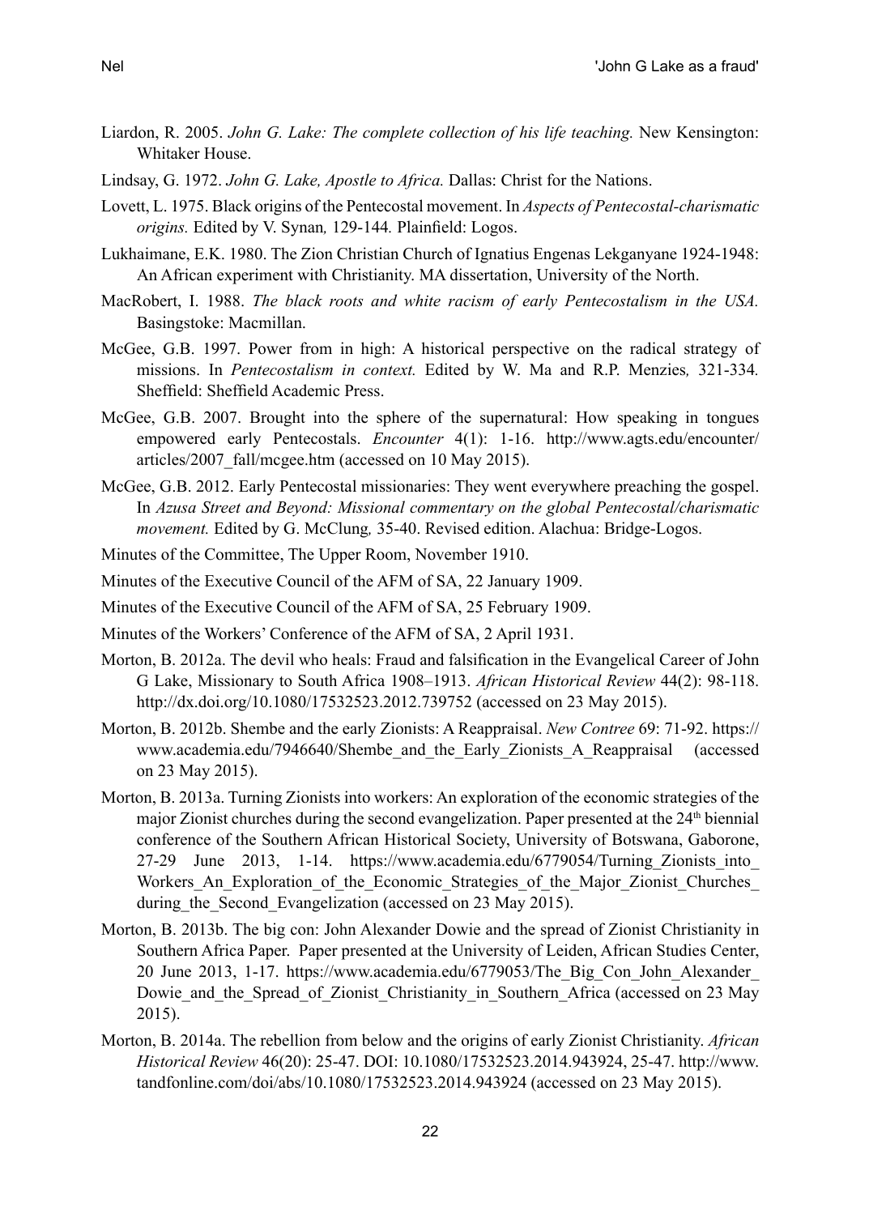Liardon, R. 2005. *John G. Lake: The complete collection of his life teaching.* New Kensington: Whitaker House.

Lindsay, G. 1972. *John G. Lake, Apostle to Africa.* Dallas: Christ for the Nations.

Lovett, L. 1975. Black origins of the Pentecostal movement. In *Aspects of Pentecostal-charismatic origins.* Edited by V. Synan*,* 129-144*.* Plainfield: Logos.

Lukhaimane, E.K. 1980. The Zion Christian Church of Ignatius Engenas Lekganyane 1924-1948: An African experiment with Christianity. MA dissertation, University of the North.

MacRobert, I. 1988. *The black roots and white racism of early Pentecostalism in the USA.* Basingstoke: Macmillan.

McGee, G.B. 1997. Power from in high: A historical perspective on the radical strategy of missions. In *Pentecostalism in context.* Edited by W. Ma and R.P. Menzies*,* 321-334*.* Sheffield: Sheffield Academic Press.

McGee, G.B. 2007. Brought into the sphere of the supernatural: How speaking in tongues empowered early Pentecostals. *Encounter* 4(1): 1-16. http://www.agts.edu/encounter/articles/2007_fall/mcgee.htm (accessed on 10 May 2015).

McGee, G.B. 2012. Early Pentecostal missionaries: They went everywhere preaching the gospel. In *Azusa Street and Beyond: Missional commentary on the global Pentecostal/charismatic movement.* Edited by G. McClung*,* 35-40. Revised edition. Alachua: Bridge-Logos.

Minutes of the Committee, The Upper Room, November 1910.

Minutes of the Executive Council of the AFM of SA, 22 January 1909.

Minutes of the Executive Council of the AFM of SA, 25 February 1909.

Minutes of the Workers' Conference of the AFM of SA, 2 April 1931.

Morton, B. 2012a. The devil who heals: Fraud and falsification in the Evangelical Career of John G Lake, Missionary to South Africa 1908–1913. *African Historical Review* 44(2): 98-118. http://dx.doi.org/10.1080/17532523.2012.739752 (accessed on 23 May 2015).

Morton, B. 2012b. Shembe and the early Zionists: A Reappraisal. *New Contree* 69: 71-92. https://www.academia.edu/7946640/Shembe_and_the_Early_Zionists_A_Reappraisal (accessed on 23 May 2015).

Morton, B. 2013a. Turning Zionists into workers: An exploration of the economic strategies of the major Zionist churches during the second evangelization. Paper presented at the 24th biennial conference of the Southern African Historical Society, University of Botswana, Gaborone, 27-29 June 2013, 1-14. https://www.academia.edu/6779054/Turning_Zionists_into_Workers_An_Exploration_of_the_Economic_Strategies_of_the_Major_Zionist_Churches_during_the_Second_Evangelization (accessed on 23 May 2015).

Morton, B. 2013b. The big con: John Alexander Dowie and the spread of Zionist Christianity in Southern Africa Paper. Paper presented at the University of Leiden, African Studies Center, 20 June 2013, 1-17. https://www.academia.edu/6779053/The_Big_Con_John_Alexander_Dowie_and_the_Spread_of_Zionist_Christianity_in_Southern_Africa (accessed on 23 May 2015).

Morton, B. 2014a. The rebellion from below and the origins of early Zionist Christianity. *African Historical Review* 46(20): 25-47. DOI: 10.1080/17532523.2014.943924, 25-47. http://www.tandfonline.com/doi/abs/10.1080/17532523.2014.943924 (accessed on 23 May 2015).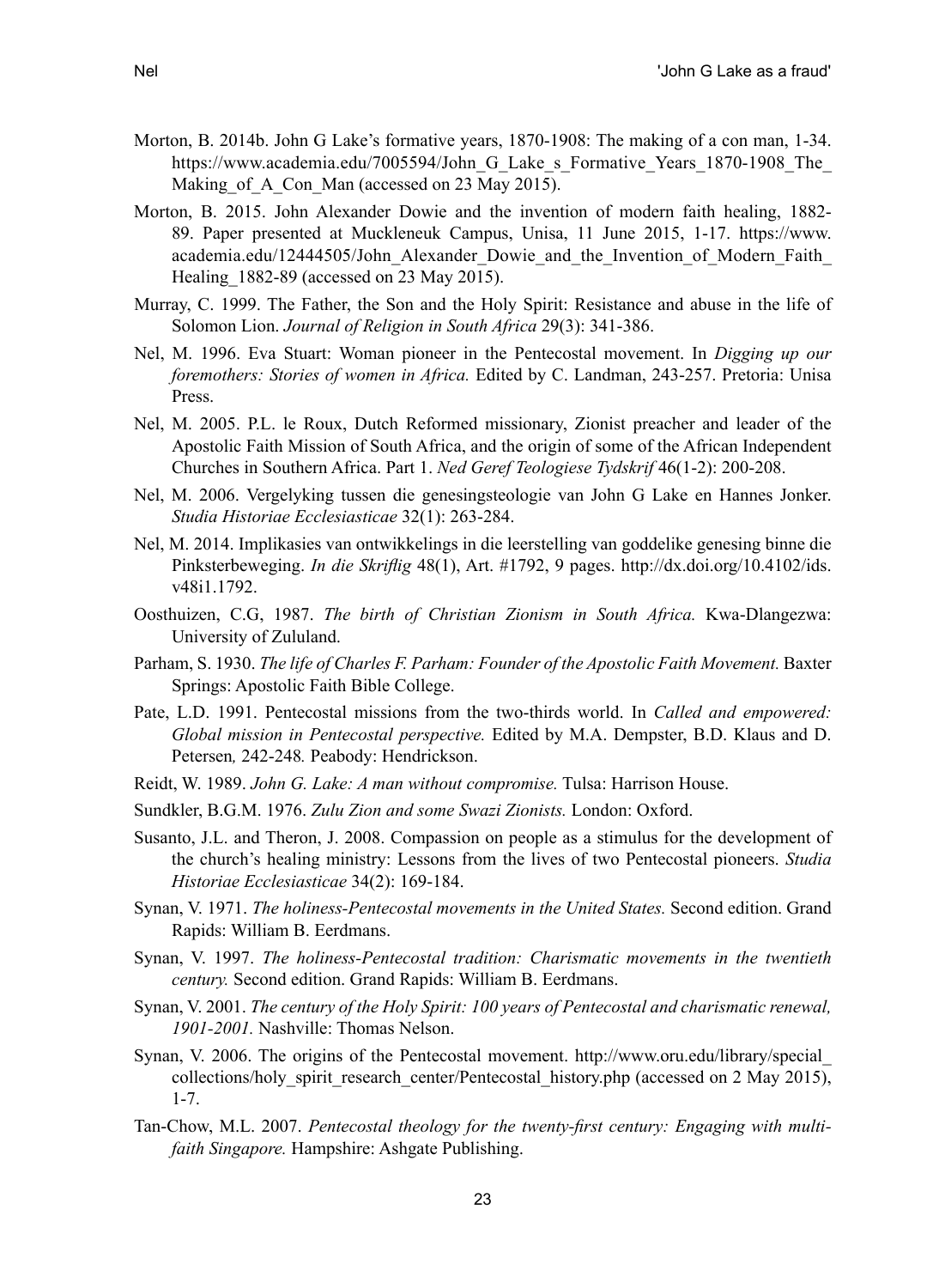Morton, B. 2014b. John G Lake's formative years, 1870-1908: The making of a con man, 1-34. https://www.academia.edu/7005594/John_G_Lake_s_Formative_Years_1870-1908_The_Making_of_A_Con_Man (accessed on 23 May 2015).

Morton, B. 2015. John Alexander Dowie and the invention of modern faith healing, 1882-89. Paper presented at Muckleneuk Campus, Unisa, 11 June 2015, 1-17. https://www.academia.edu/12444505/John_Alexander_Dowie_and_the_Invention_of_Modern_Faith_Healing_1882-89 (accessed on 23 May 2015).

Murray, C. 1999. The Father, the Son and the Holy Spirit: Resistance and abuse in the life of Solomon Lion. *Journal of Religion in South Africa* 29(3): 341-386.

Nel, M. 1996. Eva Stuart: Woman pioneer in the Pentecostal movement. In *Digging up our foremothers: Stories of women in Africa.* Edited by C. Landman, 243-257. Pretoria: Unisa Press.

Nel, M. 2005. P.L. le Roux, Dutch Reformed missionary, Zionist preacher and leader of the Apostolic Faith Mission of South Africa, and the origin of some of the African Independent Churches in Southern Africa. Part 1. *Ned Geref Teologiese Tydskrif* 46(1-2): 200-208.

Nel, M. 2006. Vergelyking tussen die genesingsteologie van John G Lake en Hannes Jonker. *Studia Historiae Ecclesiasticae* 32(1): 263-284.

Nel, M. 2014. Implikasies van ontwikkelings in die leerstelling van goddelike genesing binne die Pinksterbeweging. *In die Skriflig* 48(1), Art. #1792, 9 pages. http://dx.doi.org/10.4102/ids.v48i1.1792.

Oosthuizen, C.G, 1987. *The birth of Christian Zionism in South Africa.* Kwa-Dlangezwa: University of Zululand.

Parham, S. 1930. *The life of Charles F. Parham: Founder of the Apostolic Faith Movement.* Baxter Springs: Apostolic Faith Bible College.

Pate, L.D. 1991. Pentecostal missions from the two-thirds world. In *Called and empowered: Global mission in Pentecostal perspective.* Edited by M.A. Dempster, B.D. Klaus and D. Petersen*,* 242-248*.* Peabody: Hendrickson.

Reidt, W. 1989. *John G. Lake: A man without compromise.* Tulsa: Harrison House.

Sundkler, B.G.M. 1976. *Zulu Zion and some Swazi Zionists.* London: Oxford.

Susanto, J.L. and Theron, J. 2008. Compassion on people as a stimulus for the development of the church's healing ministry: Lessons from the lives of two Pentecostal pioneers. *Studia Historiae Ecclesiasticae* 34(2): 169-184.

Synan, V. 1971. *The holiness-Pentecostal movements in the United States.* Second edition. Grand Rapids: William B. Eerdmans.

Synan, V. 1997. *The holiness-Pentecostal tradition: Charismatic movements in the twentieth century.* Second edition. Grand Rapids: William B. Eerdmans.

Synan, V. 2001. *The century of the Holy Spirit: 100 years of Pentecostal and charismatic renewal, 1901-2001.* Nashville: Thomas Nelson.

Synan, V. 2006. The origins of the Pentecostal movement. http://www.oru.edu/library/special_collections/holy_spirit_research_center/Pentecostal_history.php (accessed on 2 May 2015), 1-7.

Tan-Chow, M.L. 2007. *Pentecostal theology for the twenty-first century: Engaging with multi-faith Singapore.* Hampshire: Ashgate Publishing.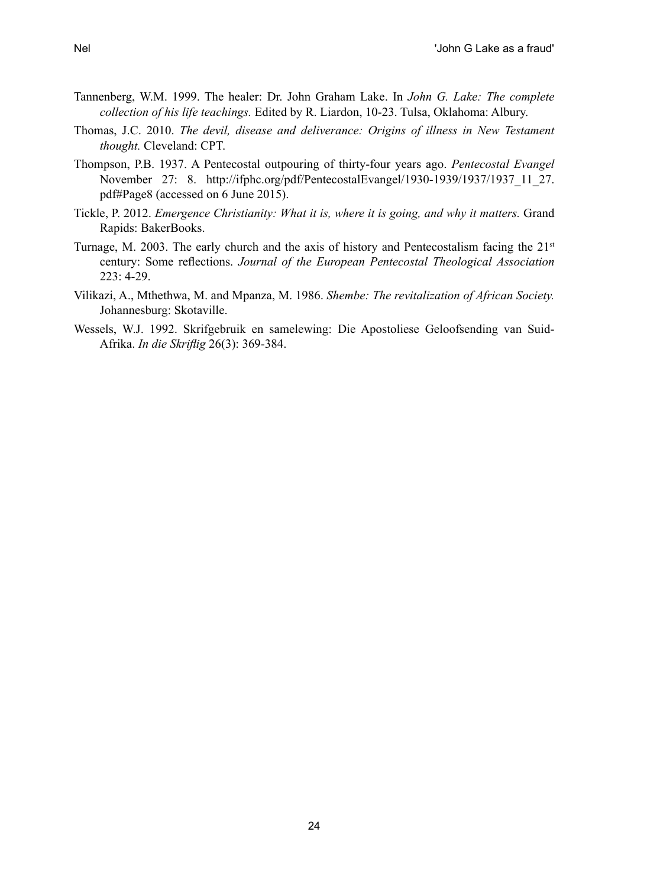Tannenberg, W.M. 1999. The healer: Dr. John Graham Lake. In *John G. Lake: The complete collection of his life teachings.* Edited by R. Liardon, 10-23. Tulsa, Oklahoma: Albury.

Thomas, J.C. 2010. *The devil, disease and deliverance: Origins of illness in New Testament thought.* Cleveland: CPT.

Thompson, P.B. 1937. A Pentecostal outpouring of thirty-four years ago. *Pentecostal Evangel* November 27: 8. http://ifphc.org/pdf/PentecostalEvangel/1930-1939/1937/1937_11_27.pdf#Page8 (accessed on 6 June 2015).

Tickle, P. 2012. *Emergence Christianity: What it is, where it is going, and why it matters.* Grand Rapids: BakerBooks.

Turnage, M. 2003. The early church and the axis of history and Pentecostalism facing the 21st century: Some reflections. *Journal of the European Pentecostal Theological Association* 223: 4-29.

Vilikazi, A., Mthethwa, M. and Mpanza, M. 1986. *Shembe: The revitalization of African Society.* Johannesburg: Skotaville.

Wessels, W.J. 1992. Skrifgebruik en samelewing: Die Apostoliese Geloofsending van Suid-Afrika. *In die Skriflig* 26(3): 369-384.